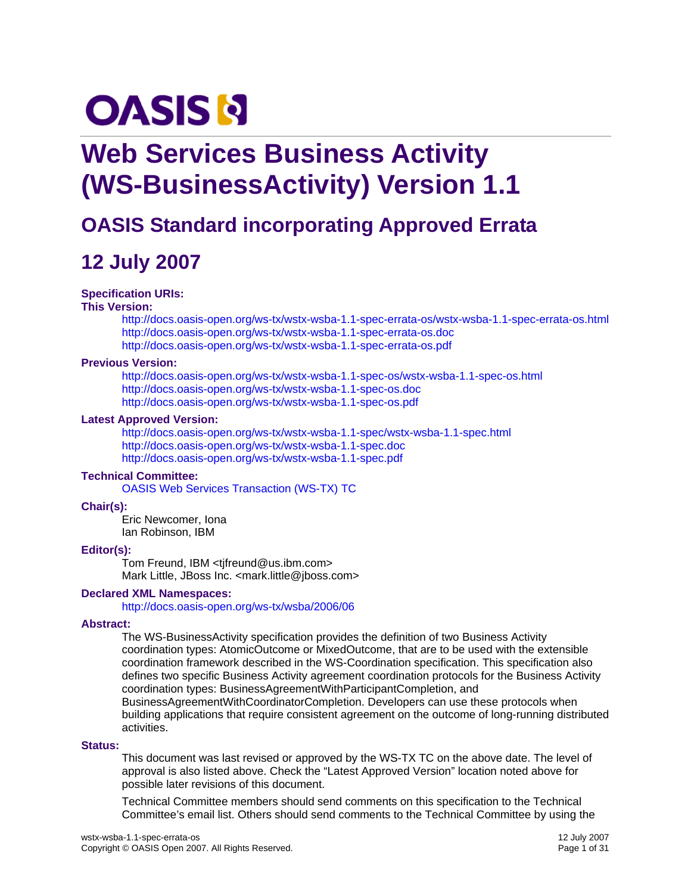OASIS

# Web Services Business Activity (WS-BusinessActivity) Version 1.1

## OASIS Standard incorporating Approved Errata

## 12 July 2007

**Specification URIs:**

**This Version:**

http://docs.oasis-open.org/ws-tx/wstx-wsba-1.1-spec-errata-os/wstx-wsba-1.1-spec-errata-os.html
http://docs.oasis-open.org/ws-tx/wstx-wsba-1.1-spec-errata-os.doc
http://docs.oasis-open.org/ws-tx/wstx-wsba-1.1-spec-errata-os.pdf

**Previous Version:**

http://docs.oasis-open.org/ws-tx/wstx-wsba-1.1-spec-os/wstx-wsba-1.1-spec-os.html
http://docs.oasis-open.org/ws-tx/wstx-wsba-1.1-spec-os.doc
http://docs.oasis-open.org/ws-tx/wstx-wsba-1.1-spec-os.pdf

**Latest Approved Version:**

http://docs.oasis-open.org/ws-tx/wstx-wsba-1.1-spec/wstx-wsba-1.1-spec.html
http://docs.oasis-open.org/ws-tx/wstx-wsba-1.1-spec.doc
http://docs.oasis-open.org/ws-tx/wstx-wsba-1.1-spec.pdf

**Technical Committee:**

OASIS Web Services Transaction (WS-TX) TC

**Chair(s):**

Eric Newcomer, Iona
Ian Robinson, IBM

**Editor(s):**

Tom Freund, IBM <tjfreund@us.ibm.com>
Mark Little, JBoss Inc. <mark.little@jboss.com>

**Declared XML Namespaces:**

http://docs.oasis-open.org/ws-tx/wsba/2006/06

**Abstract:**

The WS-BusinessActivity specification provides the definition of two Business Activity coordination types: AtomicOutcome or MixedOutcome, that are to be used with the extensible coordination framework described in the WS-Coordination specification. This specification also defines two specific Business Activity agreement coordination protocols for the Business Activity coordination types: BusinessAgreementWithParticipantCompletion, and BusinessAgreementWithCoordinatorCompletion. Developers can use these protocols when building applications that require consistent agreement on the outcome of long-running distributed activities.

**Status:**

This document was last revised or approved by the WS-TX TC on the above date. The level of approval is also listed above. Check the "Latest Approved Version" location noted above for possible later revisions of this document.

Technical Committee members should send comments on this specification to the Technical Committee's email list. Others should send comments to the Technical Committee by using the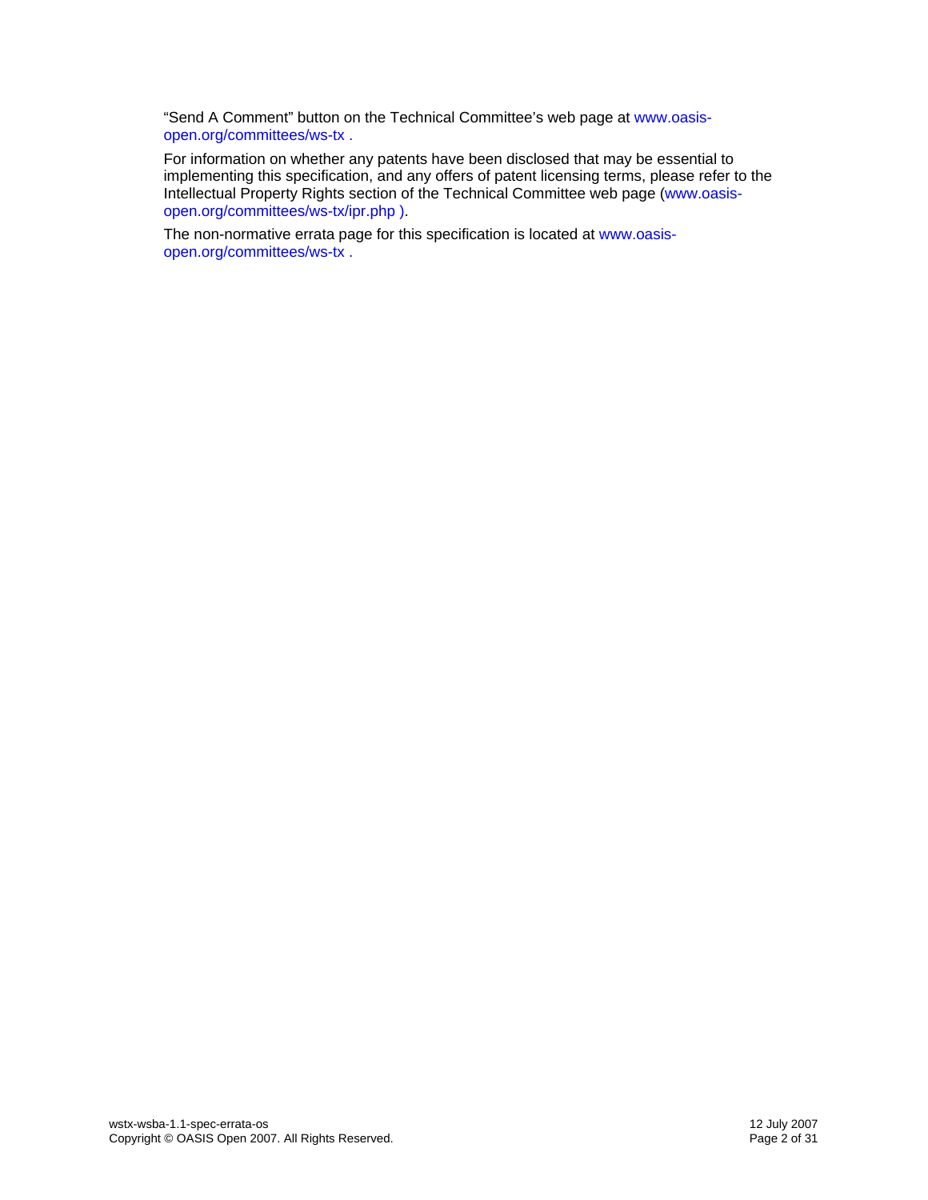"Send A Comment" button on the Technical Committee's web page at www.oasis-open.org/committees/ws-tx .

For information on whether any patents have been disclosed that may be essential to implementing this specification, and any offers of patent licensing terms, please refer to the Intellectual Property Rights section of the Technical Committee web page (www.oasis-open.org/committees/ws-tx/ipr.php ).

The non-normative errata page for this specification is located at www.oasis-open.org/committees/ws-tx .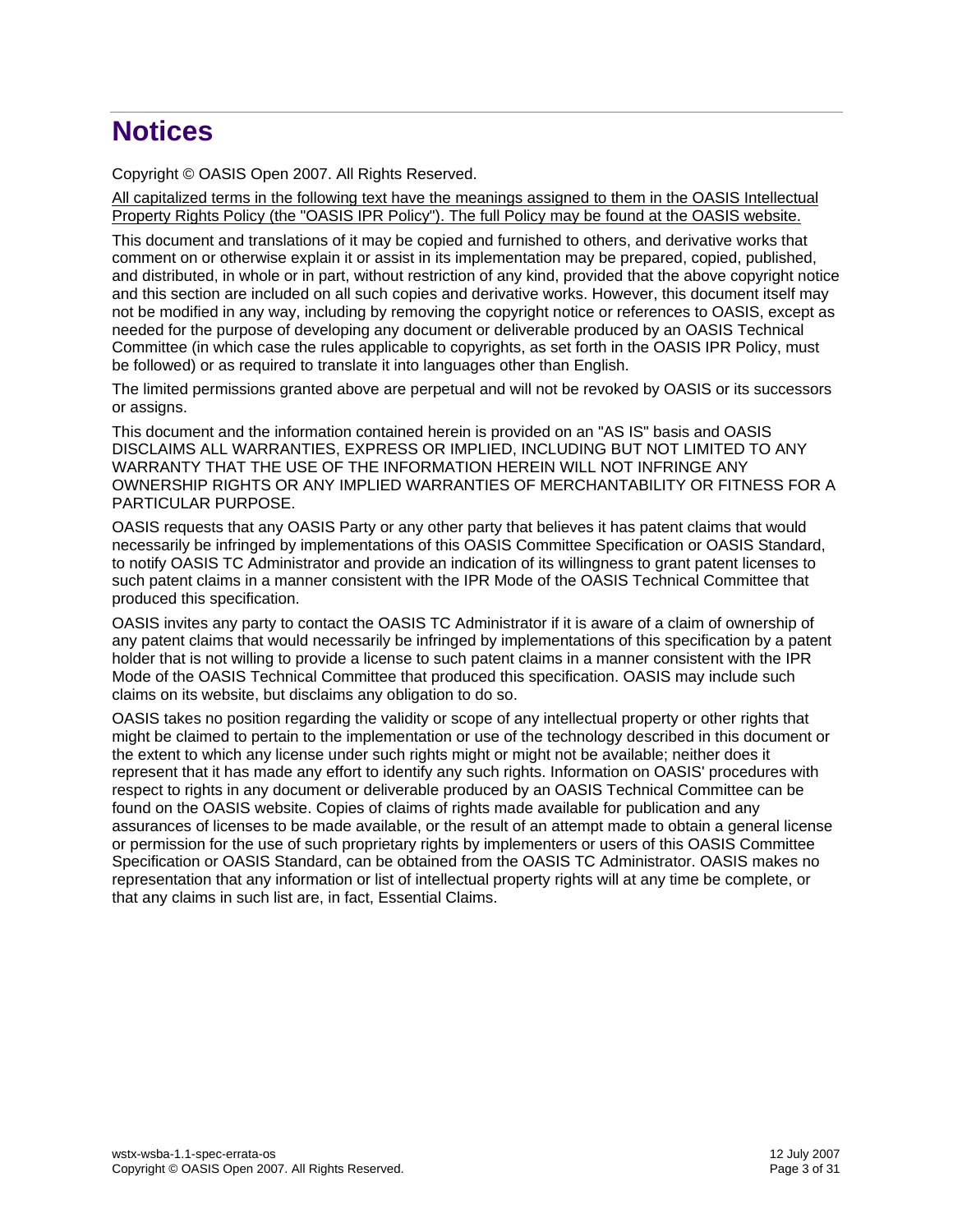# Notices

Copyright © OASIS Open 2007. All Rights Reserved.

All capitalized terms in the following text have the meanings assigned to them in the OASIS Intellectual Property Rights Policy (the "OASIS IPR Policy"). The full Policy may be found at the OASIS website.

This document and translations of it may be copied and furnished to others, and derivative works that comment on or otherwise explain it or assist in its implementation may be prepared, copied, published, and distributed, in whole or in part, without restriction of any kind, provided that the above copyright notice and this section are included on all such copies and derivative works. However, this document itself may not be modified in any way, including by removing the copyright notice or references to OASIS, except as needed for the purpose of developing any document or deliverable produced by an OASIS Technical Committee (in which case the rules applicable to copyrights, as set forth in the OASIS IPR Policy, must be followed) or as required to translate it into languages other than English.

The limited permissions granted above are perpetual and will not be revoked by OASIS or its successors or assigns.

This document and the information contained herein is provided on an "AS IS" basis and OASIS DISCLAIMS ALL WARRANTIES, EXPRESS OR IMPLIED, INCLUDING BUT NOT LIMITED TO ANY WARRANTY THAT THE USE OF THE INFORMATION HEREIN WILL NOT INFRINGE ANY OWNERSHIP RIGHTS OR ANY IMPLIED WARRANTIES OF MERCHANTABILITY OR FITNESS FOR A PARTICULAR PURPOSE.

OASIS requests that any OASIS Party or any other party that believes it has patent claims that would necessarily be infringed by implementations of this OASIS Committee Specification or OASIS Standard, to notify OASIS TC Administrator and provide an indication of its willingness to grant patent licenses to such patent claims in a manner consistent with the IPR Mode of the OASIS Technical Committee that produced this specification.

OASIS invites any party to contact the OASIS TC Administrator if it is aware of a claim of ownership of any patent claims that would necessarily be infringed by implementations of this specification by a patent holder that is not willing to provide a license to such patent claims in a manner consistent with the IPR Mode of the OASIS Technical Committee that produced this specification. OASIS may include such claims on its website, but disclaims any obligation to do so.

OASIS takes no position regarding the validity or scope of any intellectual property or other rights that might be claimed to pertain to the implementation or use of the technology described in this document or the extent to which any license under such rights might or might not be available; neither does it represent that it has made any effort to identify any such rights. Information on OASIS' procedures with respect to rights in any document or deliverable produced by an OASIS Technical Committee can be found on the OASIS website. Copies of claims of rights made available for publication and any assurances of licenses to be made available, or the result of an attempt made to obtain a general license or permission for the use of such proprietary rights by implementers or users of this OASIS Committee Specification or OASIS Standard, can be obtained from the OASIS TC Administrator. OASIS makes no representation that any information or list of intellectual property rights will at any time be complete, or that any claims in such list are, in fact, Essential Claims.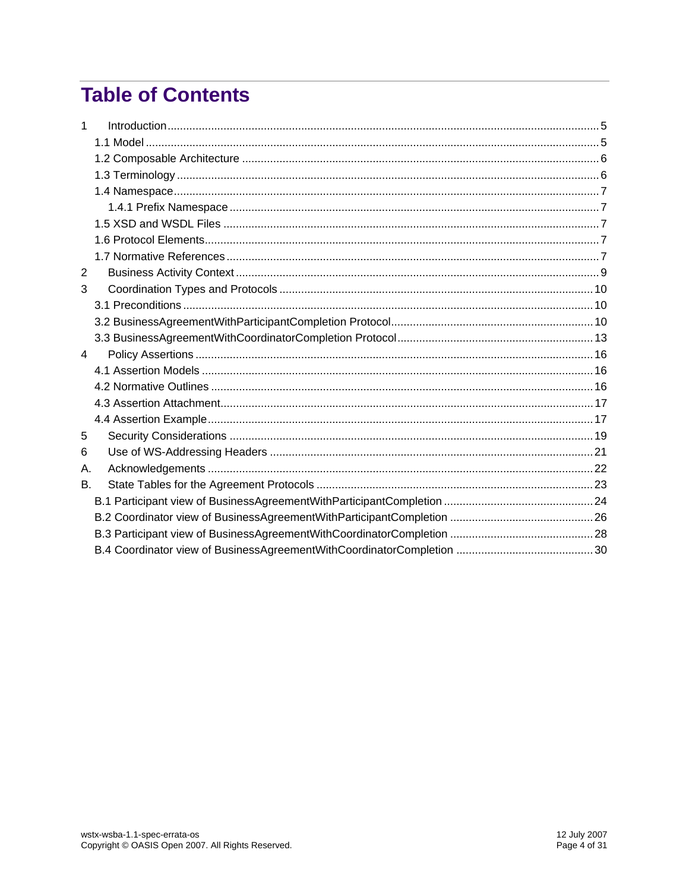# Table of Contents

1 Introduction ........................................................................................................................................ 5
  1.1 Model ................................................................................................................................................ 5
  1.2 Composable Architecture ................................................................................................................. 6
  1.3 Terminology ...................................................................................................................................... 6
  1.4 Namespace ....................................................................................................................................... 7
    1.4.1 Prefix Namespace ..................................................................................................................... 7
  1.5 XSD and WSDL Files ....................................................................................................................... 7
  1.6 Protocol Elements ............................................................................................................................. 7
  1.7 Normative References ...................................................................................................................... 7
2 Business Activity Context ................................................................................................................... 9
3 Coordination Types and Protocols .................................................................................................... 10
  3.1 Preconditions .................................................................................................................................. 10
  3.2 BusinessAgreementWithParticipantCompletion Protocol ................................................................ 10
  3.3 BusinessAgreementWithCoordinatorCompletion Protocol ............................................................... 13
4 Policy Assertions .............................................................................................................................. 16
  4.1 Assertion Models ............................................................................................................................ 16
  4.2 Normative Outlines ......................................................................................................................... 16
  4.3 Assertion Attachment ...................................................................................................................... 17
  4.4 Assertion Example .......................................................................................................................... 17
5 Security Considerations .................................................................................................................... 19
6 Use of WS-Addressing Headers ....................................................................................................... 21
A. Acknowledgements ........................................................................................................................... 22
B. State Tables for the Agreement Protocols ........................................................................................ 23
  B.1 Participant view of BusinessAgreementWithParticipantCompletion ................................................ 24
  B.2 Coordinator view of BusinessAgreementWithParticipantCompletion .............................................. 26
  B.3 Participant view of BusinessAgreementWithCoordinatorCompletion .............................................. 28
  B.4 Coordinator view of BusinessAgreementWithCoordinatorCompletion ............................................ 30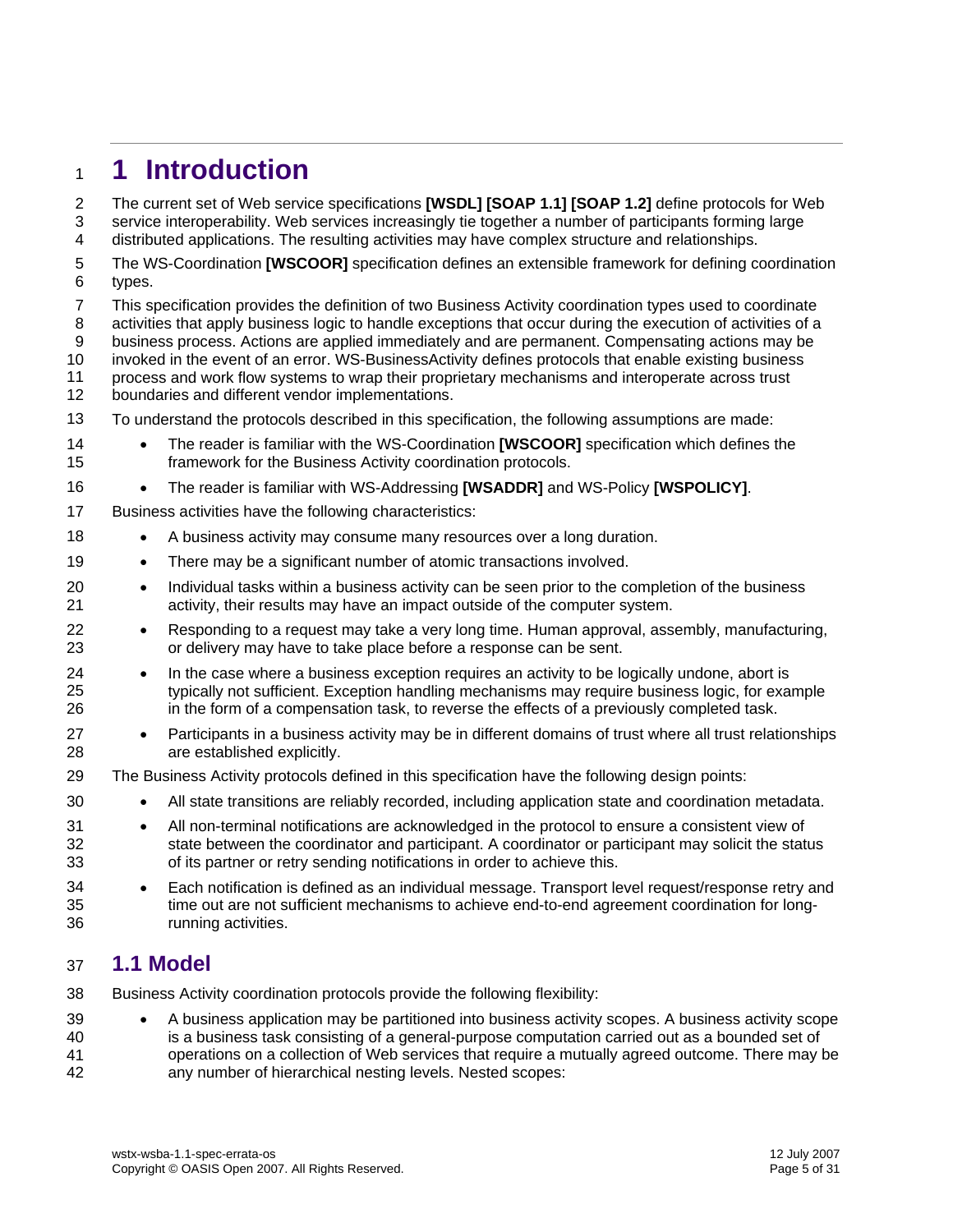# 1 Introduction

The current set of Web service specifications **[WSDL] [SOAP 1.1] [SOAP 1.2]** define protocols for Web service interoperability. Web services increasingly tie together a number of participants forming large distributed applications. The resulting activities may have complex structure and relationships.

The WS-Coordination **[WSCOOR]** specification defines an extensible framework for defining coordination types.

This specification provides the definition of two Business Activity coordination types used to coordinate activities that apply business logic to handle exceptions that occur during the execution of activities of a business process. Actions are applied immediately and are permanent. Compensating actions may be invoked in the event of an error. WS-BusinessActivity defines protocols that enable existing business process and work flow systems to wrap their proprietary mechanisms and interoperate across trust boundaries and different vendor implementations.

To understand the protocols described in this specification, the following assumptions are made:

- The reader is familiar with the WS-Coordination **[WSCOOR]** specification which defines the framework for the Business Activity coordination protocols.
- The reader is familiar with WS-Addressing **[WSADDR]** and WS-Policy **[WSPOLICY]**.

Business activities have the following characteristics:

- A business activity may consume many resources over a long duration.
- There may be a significant number of atomic transactions involved.
- Individual tasks within a business activity can be seen prior to the completion of the business activity, their results may have an impact outside of the computer system.
- Responding to a request may take a very long time. Human approval, assembly, manufacturing, or delivery may have to take place before a response can be sent.
- In the case where a business exception requires an activity to be logically undone, abort is typically not sufficient. Exception handling mechanisms may require business logic, for example in the form of a compensation task, to reverse the effects of a previously completed task.
- Participants in a business activity may be in different domains of trust where all trust relationships are established explicitly.

The Business Activity protocols defined in this specification have the following design points:

- All state transitions are reliably recorded, including application state and coordination metadata.
- All non-terminal notifications are acknowledged in the protocol to ensure a consistent view of state between the coordinator and participant. A coordinator or participant may solicit the status of its partner or retry sending notifications in order to achieve this.
- Each notification is defined as an individual message. Transport level request/response retry and time out are not sufficient mechanisms to achieve end-to-end agreement coordination for long-running activities.

## 1.1 Model

Business Activity coordination protocols provide the following flexibility:

- A business application may be partitioned into business activity scopes. A business activity scope is a business task consisting of a general-purpose computation carried out as a bounded set of operations on a collection of Web services that require a mutually agreed outcome. There may be any number of hierarchical nesting levels. Nested scopes: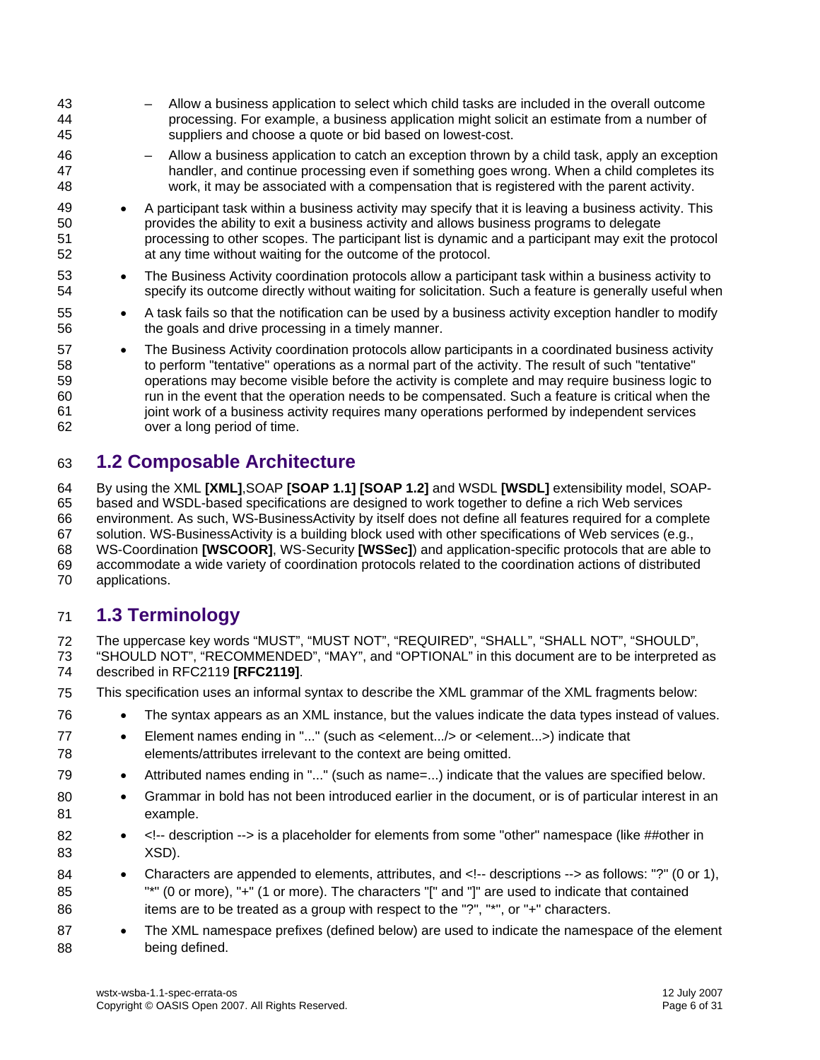- Allow a business application to select which child tasks are included in the overall outcome processing. For example, a business application might solicit an estimate from a number of suppliers and choose a quote or bid based on lowest-cost.
  - Allow a business application to catch an exception thrown by a child task, apply an exception handler, and continue processing even if something goes wrong. When a child completes its work, it may be associated with a compensation that is registered with the parent activity.
- A participant task within a business activity may specify that it is leaving a business activity. This provides the ability to exit a business activity and allows business programs to delegate processing to other scopes. The participant list is dynamic and a participant may exit the protocol at any time without waiting for the outcome of the protocol.
- The Business Activity coordination protocols allow a participant task within a business activity to specify its outcome directly without waiting for solicitation. Such a feature is generally useful when
- A task fails so that the notification can be used by a business activity exception handler to modify the goals and drive processing in a timely manner.
- The Business Activity coordination protocols allow participants in a coordinated business activity to perform "tentative" operations as a normal part of the activity. The result of such "tentative" operations may become visible before the activity is complete and may require business logic to run in the event that the operation needs to be compensated. Such a feature is critical when the joint work of a business activity requires many operations performed by independent services over a long period of time.

## 1.2 Composable Architecture

By using the XML **[XML]**,SOAP **[SOAP 1.1] [SOAP 1.2]** and WSDL **[WSDL]** extensibility model, SOAP-based and WSDL-based specifications are designed to work together to define a rich Web services environment. As such, WS-BusinessActivity by itself does not define all features required for a complete solution. WS-BusinessActivity is a building block used with other specifications of Web services (e.g., WS-Coordination **[WSCOOR]**, WS-Security **[WSSec]**) and application-specific protocols that are able to accommodate a wide variety of coordination protocols related to the coordination actions of distributed applications.

## 1.3 Terminology

The uppercase key words “MUST”, “MUST NOT”, “REQUIRED”, “SHALL”, “SHALL NOT”, “SHOULD”, “SHOULD NOT”, “RECOMMENDED”, “MAY”, and “OPTIONAL” in this document are to be interpreted as described in RFC2119 **[RFC2119]**.

This specification uses an informal syntax to describe the XML grammar of the XML fragments below:

- The syntax appears as an XML instance, but the values indicate the data types instead of values.
- Element names ending in "..." (such as <element.../> or <element...>) indicate that elements/attributes irrelevant to the context are being omitted.
- Attributed names ending in "..." (such as name=...) indicate that the values are specified below.
- Grammar in bold has not been introduced earlier in the document, or is of particular interest in an example.
- <!-- description --> is a placeholder for elements from some "other" namespace (like ##other in XSD).
- Characters are appended to elements, attributes, and <!-- descriptions --> as follows: "?" (0 or 1), "*" (0 or more), "+" (1 or more). The characters "[" and "]" are used to indicate that contained items are to be treated as a group with respect to the "?", "*", or "+" characters.
- The XML namespace prefixes (defined below) are used to indicate the namespace of the element being defined.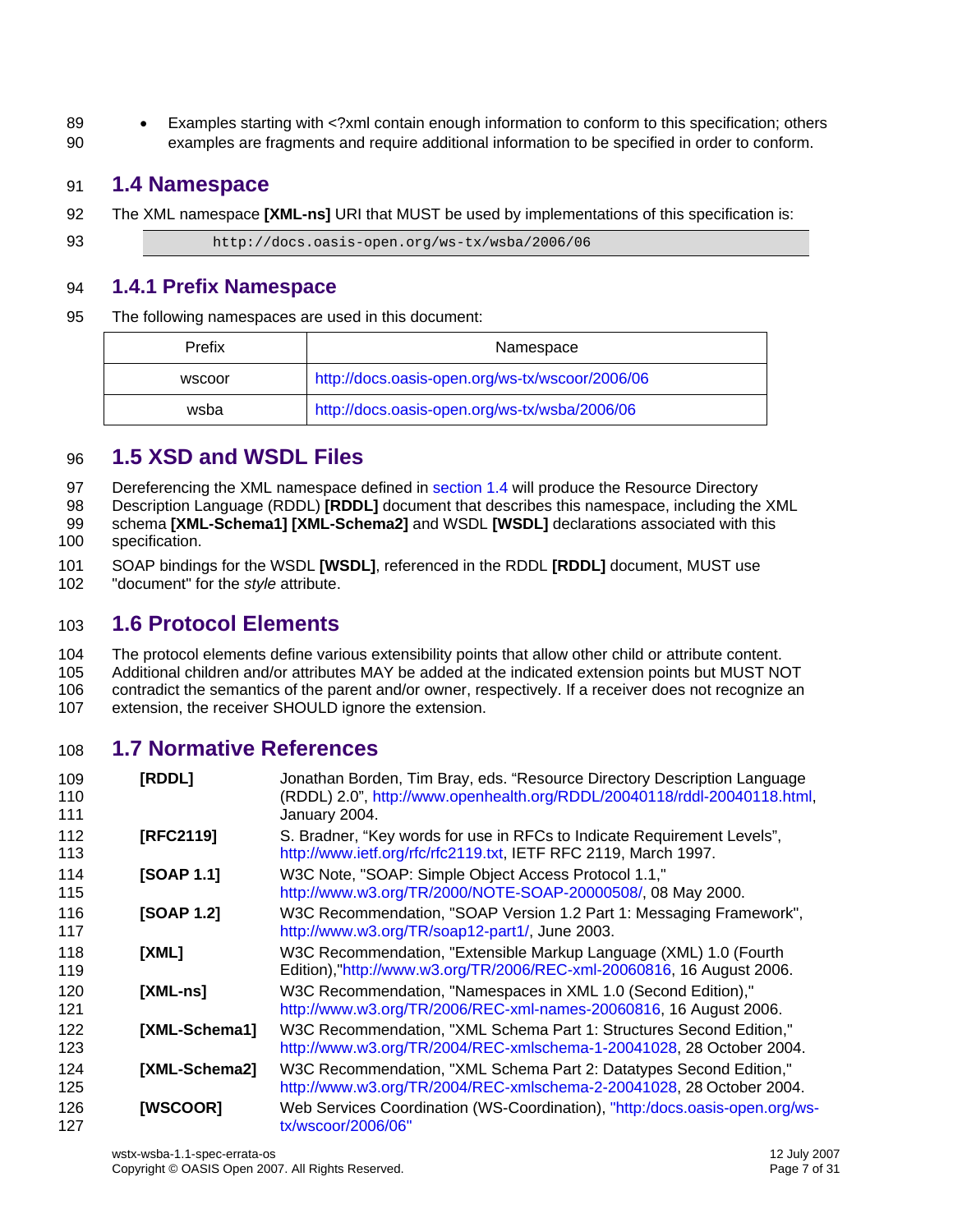- Examples starting with <?xml contain enough information to conform to this specification; others examples are fragments and require additional information to be specified in order to conform.

## 1.4 Namespace

The XML namespace **[XML-ns]** URI that MUST be used by implementations of this specification is:

```
http://docs.oasis-open.org/ws-tx/wsba/2006/06
```

### 1.4.1 Prefix Namespace

The following namespaces are used in this document:

| Prefix | Namespace |
|---|---|
| wscoor | http://docs.oasis-open.org/ws-tx/wscoor/2006/06 |
| wsba | http://docs.oasis-open.org/ws-tx/wsba/2006/06 |

## 1.5 XSD and WSDL Files

Dereferencing the XML namespace defined in section 1.4 will produce the Resource Directory Description Language (RDDL) **[RDDL]** document that describes this namespace, including the XML schema **[XML-Schema1] [XML-Schema2]** and WSDL **[WSDL]** declarations associated with this specification.

SOAP bindings for the WSDL **[WSDL]**, referenced in the RDDL **[RDDL]** document, MUST use "document" for the *style* attribute.

## 1.6 Protocol Elements

The protocol elements define various extensibility points that allow other child or attribute content. Additional children and/or attributes MAY be added at the indicated extension points but MUST NOT contradict the semantics of the parent and/or owner, respectively. If a receiver does not recognize an extension, the receiver SHOULD ignore the extension.

## 1.7 Normative References

**[RDDL]** Jonathan Borden, Tim Bray, eds. "Resource Directory Description Language (RDDL) 2.0", http://www.openhealth.org/RDDL/20040118/rddl-20040118.html, January 2004.

**[RFC2119]** S. Bradner, "Key words for use in RFCs to Indicate Requirement Levels", http://www.ietf.org/rfc/rfc2119.txt, IETF RFC 2119, March 1997.

**[SOAP 1.1]** W3C Note, "SOAP: Simple Object Access Protocol 1.1," http://www.w3.org/TR/2000/NOTE-SOAP-20000508/, 08 May 2000.

**[SOAP 1.2]** W3C Recommendation, "SOAP Version 1.2 Part 1: Messaging Framework", http://www.w3.org/TR/soap12-part1/, June 2003.

**[XML]** W3C Recommendation, "Extensible Markup Language (XML) 1.0 (Fourth Edition),"http://www.w3.org/TR/2006/REC-xml-20060816, 16 August 2006.

**[XML-ns]** W3C Recommendation, "Namespaces in XML 1.0 (Second Edition)," http://www.w3.org/TR/2006/REC-xml-names-20060816, 16 August 2006.

**[XML-Schema1]** W3C Recommendation, "XML Schema Part 1: Structures Second Edition," http://www.w3.org/TR/2004/REC-xmlschema-1-20041028, 28 October 2004.

**[XML-Schema2]** W3C Recommendation, "XML Schema Part 2: Datatypes Second Edition," http://www.w3.org/TR/2004/REC-xmlschema-2-20041028, 28 October 2004.

**[WSCOOR]** Web Services Coordination (WS-Coordination), "http:/docs.oasis-open.org/ws-tx/wscoor/2006/06"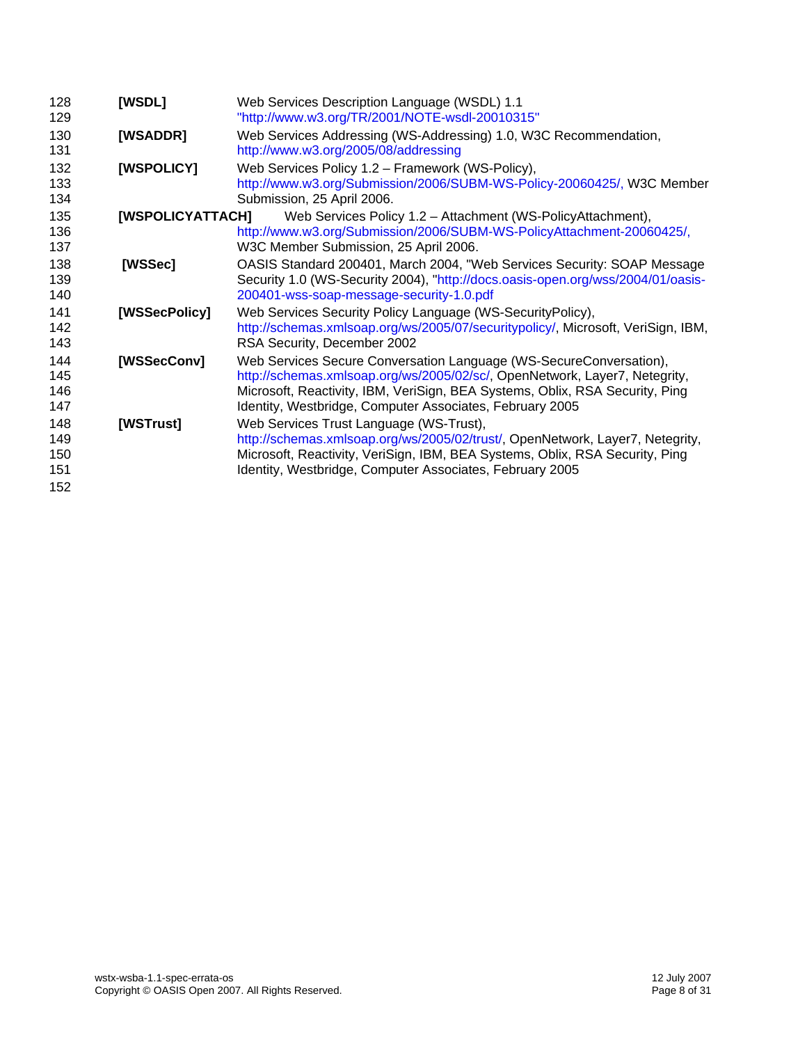**[WSDL]** Web Services Description Language (WSDL) 1.1 "http://www.w3.org/TR/2001/NOTE-wsdl-20010315"

**[WSADDR]** Web Services Addressing (WS-Addressing) 1.0, W3C Recommendation, http://www.w3.org/2005/08/addressing

**[WSPOLICY]** Web Services Policy 1.2 – Framework (WS-Policy), http://www.w3.org/Submission/2006/SUBM-WS-Policy-20060425/, W3C Member Submission, 25 April 2006.

**[WSPOLICYATTACH]** Web Services Policy 1.2 – Attachment (WS-PolicyAttachment), http://www.w3.org/Submission/2006/SUBM-WS-PolicyAttachment-20060425/, W3C Member Submission, 25 April 2006.

**[WSSec]** OASIS Standard 200401, March 2004, "Web Services Security: SOAP Message Security 1.0 (WS-Security 2004), "http://docs.oasis-open.org/wss/2004/01/oasis-200401-wss-soap-message-security-1.0.pdf

**[WSSecPolicy]** Web Services Security Policy Language (WS-SecurityPolicy), http://schemas.xmlsoap.org/ws/2005/07/securitypolicy/, Microsoft, VeriSign, IBM, RSA Security, December 2002

**[WSSecConv]** Web Services Secure Conversation Language (WS-SecureConversation), http://schemas.xmlsoap.org/ws/2005/02/sc/, OpenNetwork, Layer7, Netegrity, Microsoft, Reactivity, IBM, VeriSign, BEA Systems, Oblix, RSA Security, Ping Identity, Westbridge, Computer Associates, February 2005

**[WSTrust]** Web Services Trust Language (WS-Trust), http://schemas.xmlsoap.org/ws/2005/02/trust/, OpenNetwork, Layer7, Netegrity, Microsoft, Reactivity, VeriSign, IBM, BEA Systems, Oblix, RSA Security, Ping Identity, Westbridge, Computer Associates, February 2005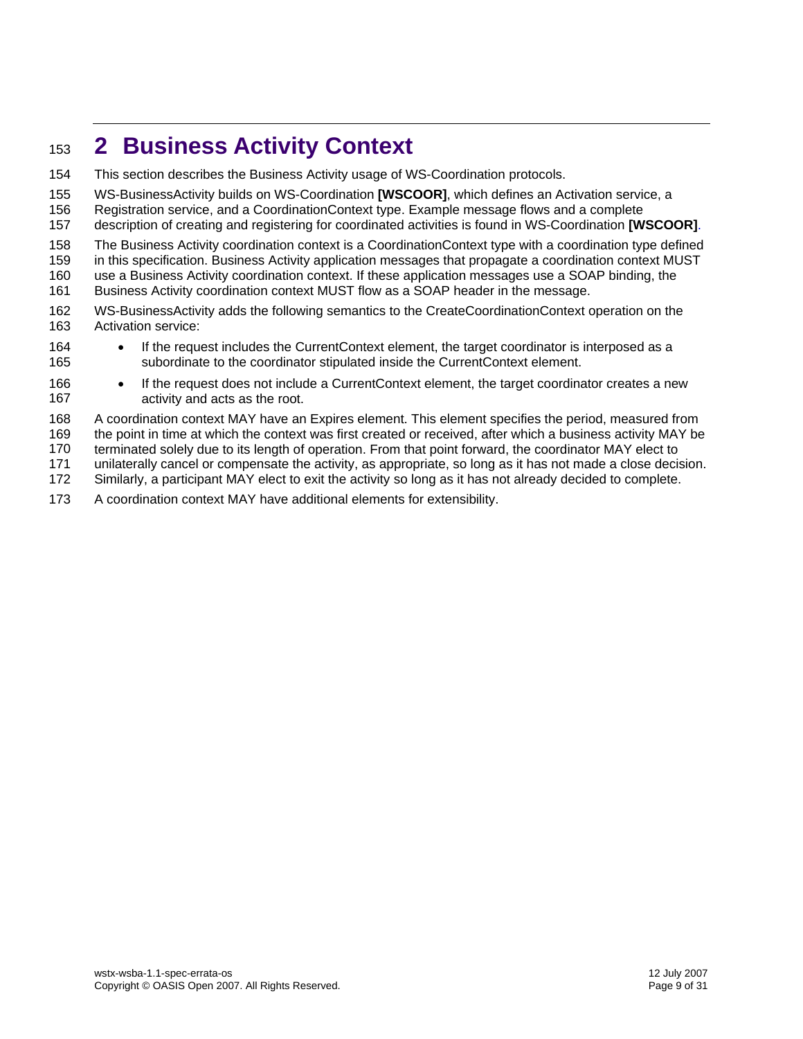# 2 Business Activity Context

This section describes the Business Activity usage of WS-Coordination protocols.

WS-BusinessActivity builds on WS-Coordination **[WSCOOR]**, which defines an Activation service, a Registration service, and a CoordinationContext type. Example message flows and a complete description of creating and registering for coordinated activities is found in WS-Coordination **[WSCOOR]**.

The Business Activity coordination context is a CoordinationContext type with a coordination type defined in this specification. Business Activity application messages that propagate a coordination context MUST use a Business Activity coordination context. If these application messages use a SOAP binding, the Business Activity coordination context MUST flow as a SOAP header in the message.

WS-BusinessActivity adds the following semantics to the CreateCoordinationContext operation on the Activation service:

- If the request includes the CurrentContext element, the target coordinator is interposed as a subordinate to the coordinator stipulated inside the CurrentContext element.
- If the request does not include a CurrentContext element, the target coordinator creates a new activity and acts as the root.

A coordination context MAY have an Expires element. This element specifies the period, measured from the point in time at which the context was first created or received, after which a business activity MAY be terminated solely due to its length of operation. From that point forward, the coordinator MAY elect to unilaterally cancel or compensate the activity, as appropriate, so long as it has not made a close decision. Similarly, a participant MAY elect to exit the activity so long as it has not already decided to complete.

A coordination context MAY have additional elements for extensibility.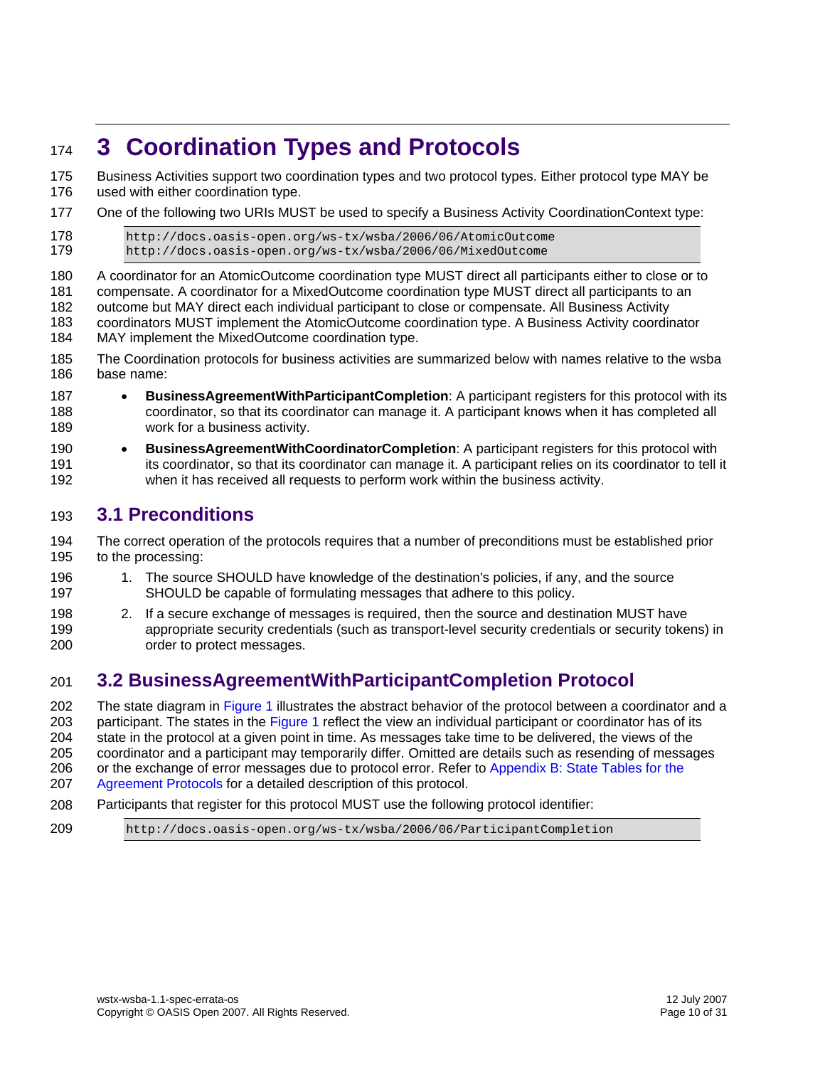# 3 Coordination Types and Protocols

Business Activities support two coordination types and two protocol types. Either protocol type MAY be used with either coordination type.

One of the following two URIs MUST be used to specify a Business Activity CoordinationContext type:

```
http://docs.oasis-open.org/ws-tx/wsba/2006/06/AtomicOutcome
http://docs.oasis-open.org/ws-tx/wsba/2006/06/MixedOutcome
```

A coordinator for an AtomicOutcome coordination type MUST direct all participants either to close or to compensate. A coordinator for a MixedOutcome coordination type MUST direct all participants to an outcome but MAY direct each individual participant to close or compensate. All Business Activity coordinators MUST implement the AtomicOutcome coordination type. A Business Activity coordinator MAY implement the MixedOutcome coordination type.

The Coordination protocols for business activities are summarized below with names relative to the wsba base name:

- **BusinessAgreementWithParticipantCompletion**: A participant registers for this protocol with its coordinator, so that its coordinator can manage it. A participant knows when it has completed all work for a business activity.
- **BusinessAgreementWithCoordinatorCompletion**: A participant registers for this protocol with its coordinator, so that its coordinator can manage it. A participant relies on its coordinator to tell it when it has received all requests to perform work within the business activity.

## 3.1 Preconditions

The correct operation of the protocols requires that a number of preconditions must be established prior to the processing:

1. The source SHOULD have knowledge of the destination's policies, if any, and the source SHOULD be capable of formulating messages that adhere to this policy.
2. If a secure exchange of messages is required, then the source and destination MUST have appropriate security credentials (such as transport-level security credentials or security tokens) in order to protect messages.

## 3.2 BusinessAgreementWithParticipantCompletion Protocol

The state diagram in Figure 1 illustrates the abstract behavior of the protocol between a coordinator and a participant. The states in the Figure 1 reflect the view an individual participant or coordinator has of its state in the protocol at a given point in time. As messages take time to be delivered, the views of the coordinator and a participant may temporarily differ. Omitted are details such as resending of messages or the exchange of error messages due to protocol error. Refer to Appendix B: State Tables for the Agreement Protocols for a detailed description of this protocol.

Participants that register for this protocol MUST use the following protocol identifier:

```
http://docs.oasis-open.org/ws-tx/wsba/2006/06/ParticipantCompletion
```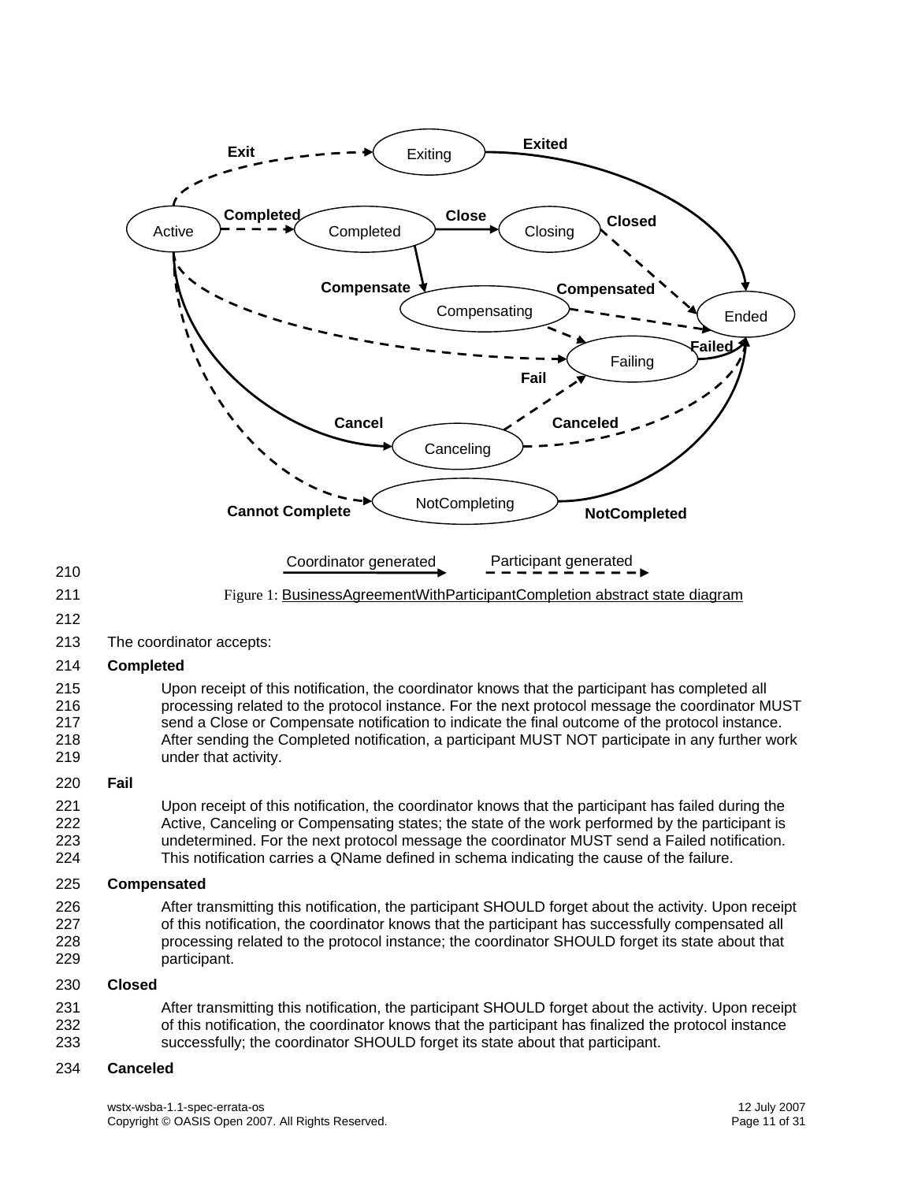Figure 1: BusinessAgreementWithParticipantCompletion abstract state diagram

The coordinator accepts:

**Completed**

Upon receipt of this notification, the coordinator knows that the participant has completed all processing related to the protocol instance. For the next protocol message the coordinator MUST send a Close or Compensate notification to indicate the final outcome of the protocol instance. After sending the Completed notification, a participant MUST NOT participate in any further work under that activity.

**Fail**

Upon receipt of this notification, the coordinator knows that the participant has failed during the Active, Canceling or Compensating states; the state of the work performed by the participant is undetermined. For the next protocol message the coordinator MUST send a Failed notification. This notification carries a QName defined in schema indicating the cause of the failure.

**Compensated**

After transmitting this notification, the participant SHOULD forget about the activity. Upon receipt of this notification, the coordinator knows that the participant has successfully compensated all processing related to the protocol instance; the coordinator SHOULD forget its state about that participant.

**Closed**

After transmitting this notification, the participant SHOULD forget about the activity. Upon receipt of this notification, the coordinator knows that the participant has finalized the protocol instance successfully; the coordinator SHOULD forget its state about that participant.

**Canceled**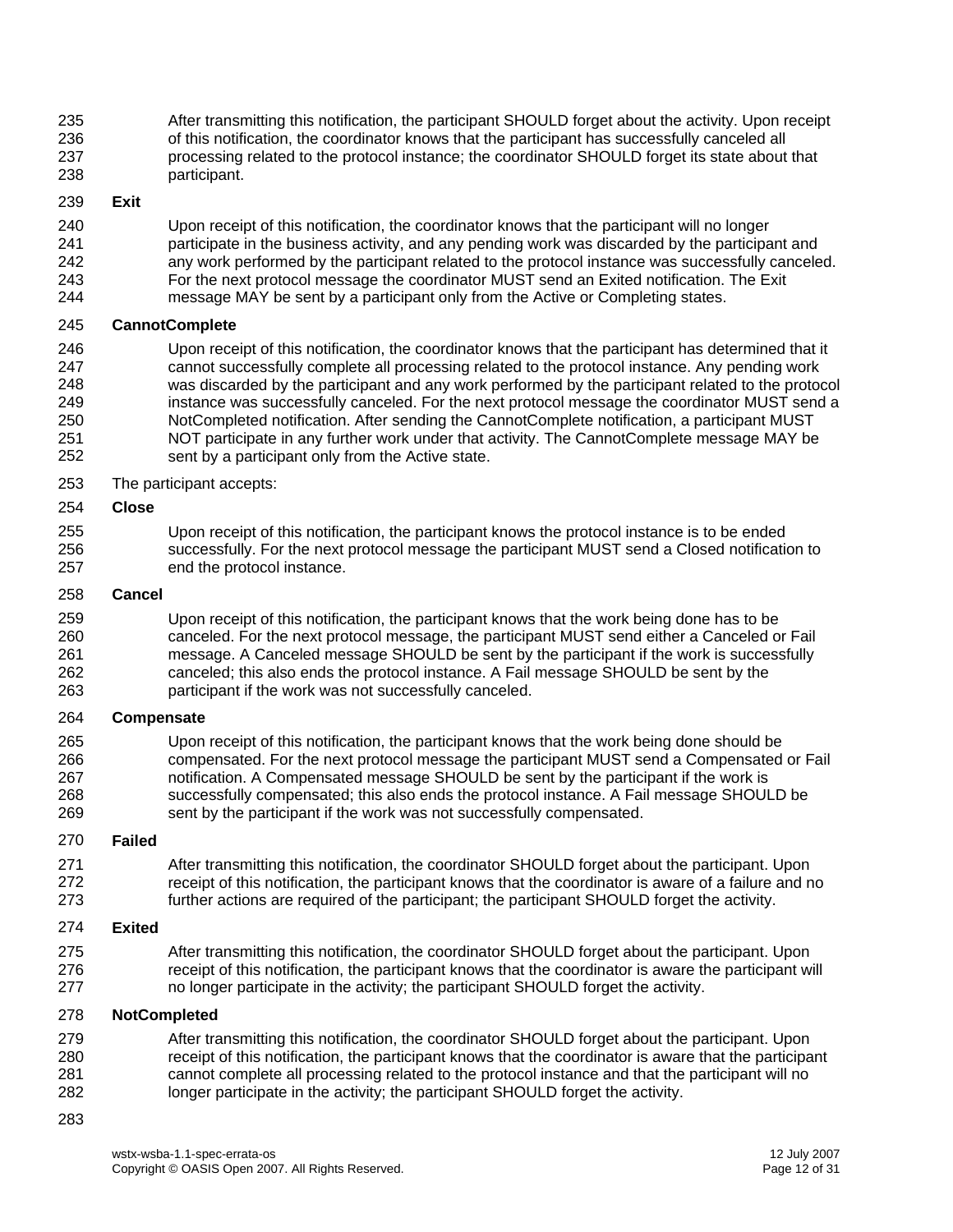After transmitting this notification, the participant SHOULD forget about the activity. Upon receipt of this notification, the coordinator knows that the participant has successfully canceled all processing related to the protocol instance; the coordinator SHOULD forget its state about that participant.

**Exit**

Upon receipt of this notification, the coordinator knows that the participant will no longer participate in the business activity, and any pending work was discarded by the participant and any work performed by the participant related to the protocol instance was successfully canceled. For the next protocol message the coordinator MUST send an Exited notification. The Exit message MAY be sent by a participant only from the Active or Completing states.

**CannotComplete**

Upon receipt of this notification, the coordinator knows that the participant has determined that it cannot successfully complete all processing related to the protocol instance. Any pending work was discarded by the participant and any work performed by the participant related to the protocol instance was successfully canceled. For the next protocol message the coordinator MUST send a NotCompleted notification. After sending the CannotComplete notification, a participant MUST NOT participate in any further work under that activity. The CannotComplete message MAY be sent by a participant only from the Active state.

The participant accepts:

**Close**

Upon receipt of this notification, the participant knows the protocol instance is to be ended successfully. For the next protocol message the participant MUST send a Closed notification to end the protocol instance.

**Cancel**

Upon receipt of this notification, the participant knows that the work being done has to be canceled. For the next protocol message, the participant MUST send either a Canceled or Fail message. A Canceled message SHOULD be sent by the participant if the work is successfully canceled; this also ends the protocol instance. A Fail message SHOULD be sent by the participant if the work was not successfully canceled.

**Compensate**

Upon receipt of this notification, the participant knows that the work being done should be compensated. For the next protocol message the participant MUST send a Compensated or Fail notification. A Compensated message SHOULD be sent by the participant if the work is successfully compensated; this also ends the protocol instance. A Fail message SHOULD be sent by the participant if the work was not successfully compensated.

**Failed**

After transmitting this notification, the coordinator SHOULD forget about the participant. Upon receipt of this notification, the participant knows that the coordinator is aware of a failure and no further actions are required of the participant; the participant SHOULD forget the activity.

**Exited**

After transmitting this notification, the coordinator SHOULD forget about the participant. Upon receipt of this notification, the participant knows that the coordinator is aware the participant will no longer participate in the activity; the participant SHOULD forget the activity.

**NotCompleted**

After transmitting this notification, the coordinator SHOULD forget about the participant. Upon receipt of this notification, the participant knows that the coordinator is aware that the participant cannot complete all processing related to the protocol instance and that the participant will no longer participate in the activity; the participant SHOULD forget the activity.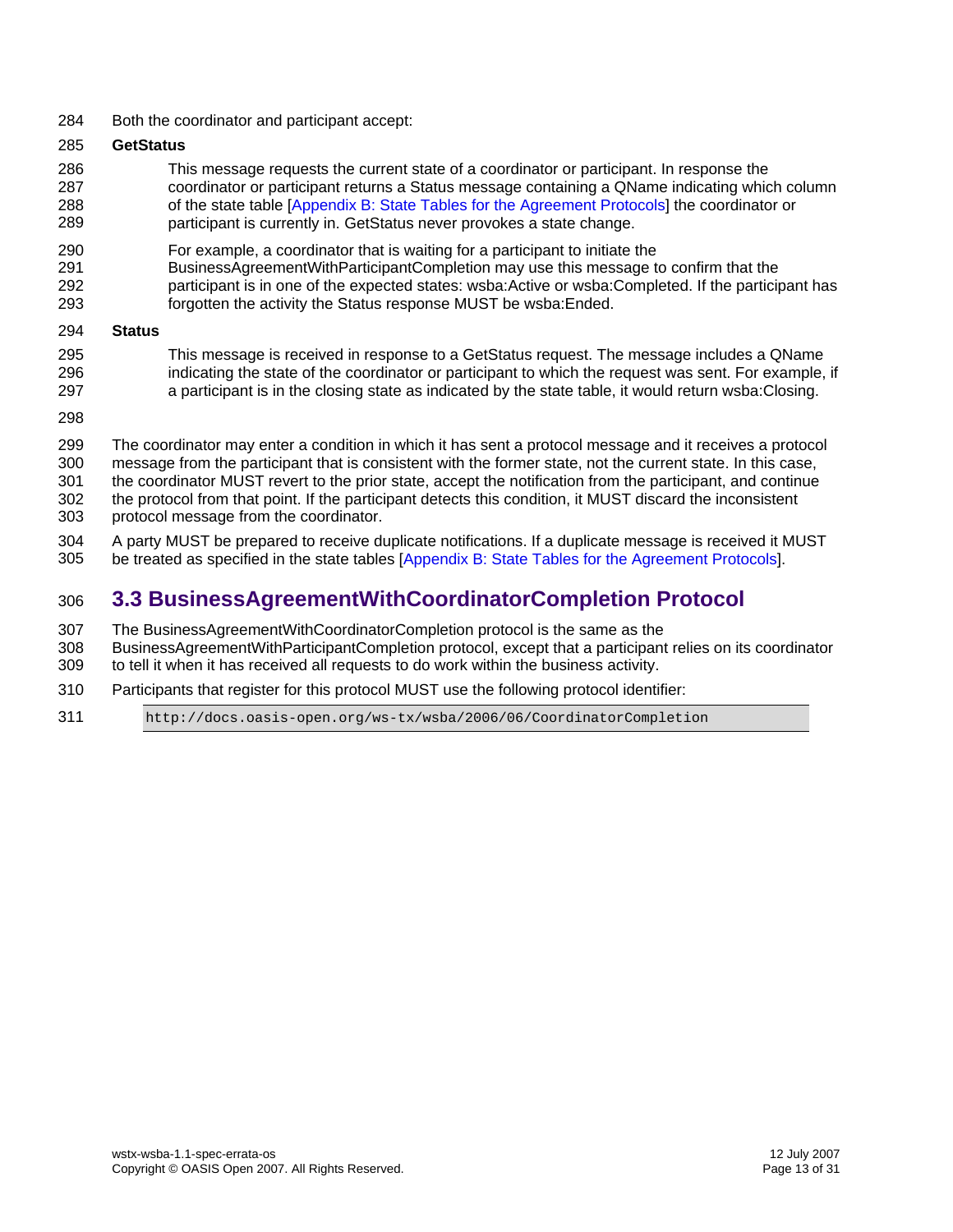Both the coordinator and participant accept:

**GetStatus**

This message requests the current state of a coordinator or participant. In response the coordinator or participant returns a Status message containing a QName indicating which column of the state table [Appendix B: State Tables for the Agreement Protocols] the coordinator or participant is currently in. GetStatus never provokes a state change.

For example, a coordinator that is waiting for a participant to initiate the BusinessAgreementWithParticipantCompletion may use this message to confirm that the participant is in one of the expected states: wsba:Active or wsba:Completed. If the participant has forgotten the activity the Status response MUST be wsba:Ended.

**Status**

This message is received in response to a GetStatus request. The message includes a QName indicating the state of the coordinator or participant to which the request was sent. For example, if a participant is in the closing state as indicated by the state table, it would return wsba:Closing.

The coordinator may enter a condition in which it has sent a protocol message and it receives a protocol message from the participant that is consistent with the former state, not the current state. In this case, the coordinator MUST revert to the prior state, accept the notification from the participant, and continue the protocol from that point. If the participant detects this condition, it MUST discard the inconsistent protocol message from the coordinator.

A party MUST be prepared to receive duplicate notifications. If a duplicate message is received it MUST be treated as specified in the state tables [Appendix B: State Tables for the Agreement Protocols].

## 3.3 BusinessAgreementWithCoordinatorCompletion Protocol

The BusinessAgreementWithCoordinatorCompletion protocol is the same as the BusinessAgreementWithParticipantCompletion protocol, except that a participant relies on its coordinator to tell it when it has received all requests to do work within the business activity.

Participants that register for this protocol MUST use the following protocol identifier:

```
http://docs.oasis-open.org/ws-tx/wsba/2006/06/CoordinatorCompletion
```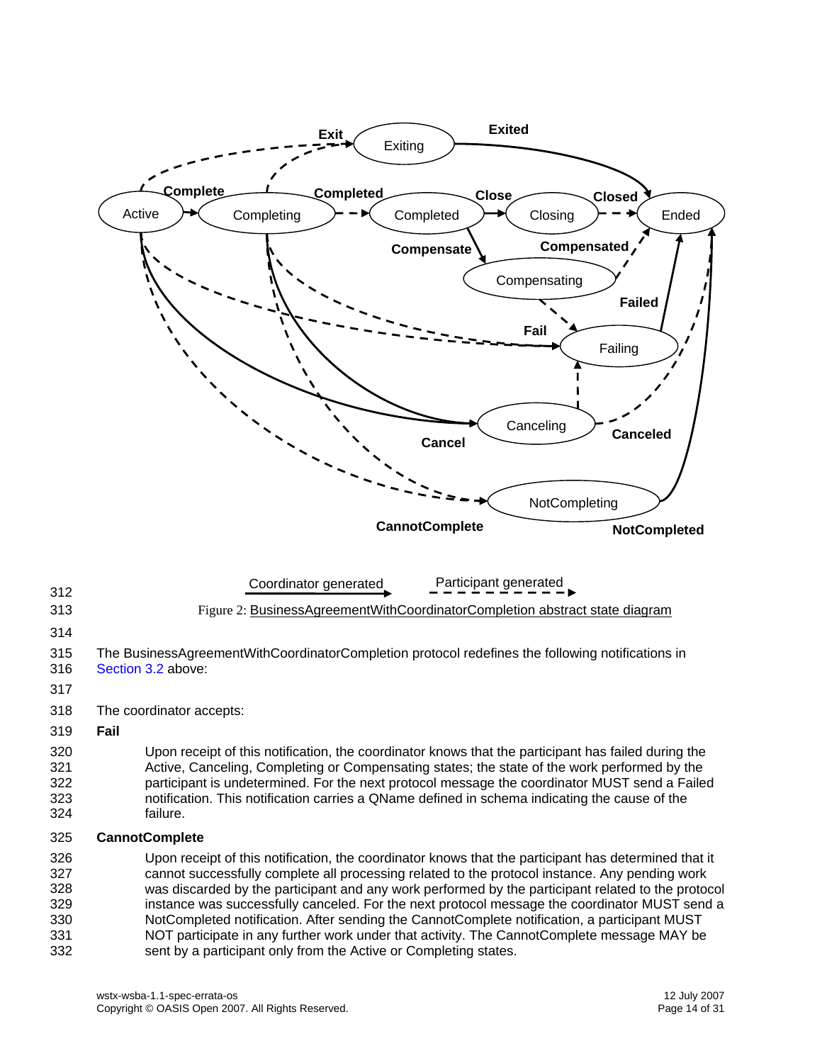Coordinator generated    Participant generated

Figure 2: BusinessAgreementWithCoordinatorCompletion abstract state diagram

The BusinessAgreementWithCoordinatorCompletion protocol redefines the following notifications in Section 3.2 above:

The coordinator accepts:

**Fail**

Upon receipt of this notification, the coordinator knows that the participant has failed during the Active, Canceling, Completing or Compensating states; the state of the work performed by the participant is undetermined. For the next protocol message the coordinator MUST send a Failed notification. This notification carries a QName defined in schema indicating the cause of the failure.

**CannotComplete**

Upon receipt of this notification, the coordinator knows that the participant has determined that it cannot successfully complete all processing related to the protocol instance. Any pending work was discarded by the participant and any work performed by the participant related to the protocol instance was successfully canceled. For the next protocol message the coordinator MUST send a NotCompleted notification. After sending the CannotComplete notification, a participant MUST NOT participate in any further work under that activity. The CannotComplete message MAY be sent by a participant only from the Active or Completing states.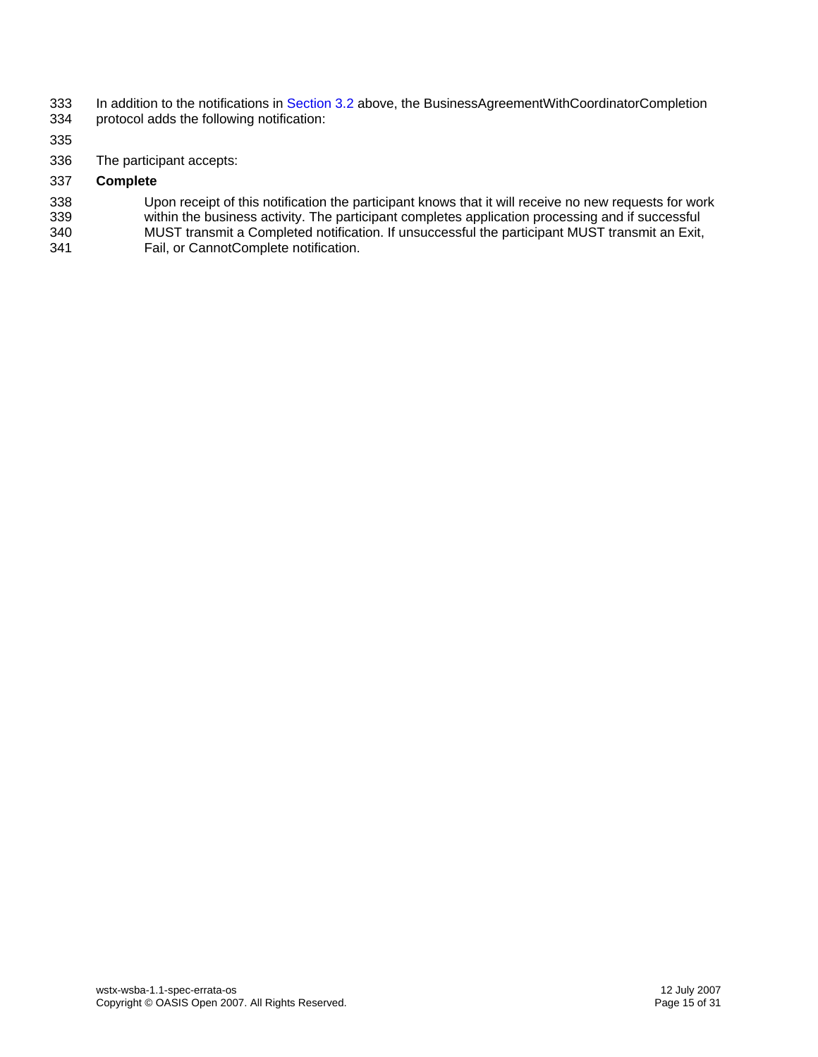In addition to the notifications in Section 3.2 above, the BusinessAgreementWithCoordinatorCompletion protocol adds the following notification:

The participant accepts:

**Complete**

Upon receipt of this notification the participant knows that it will receive no new requests for work within the business activity. The participant completes application processing and if successful MUST transmit a Completed notification. If unsuccessful the participant MUST transmit an Exit, Fail, or CannotComplete notification.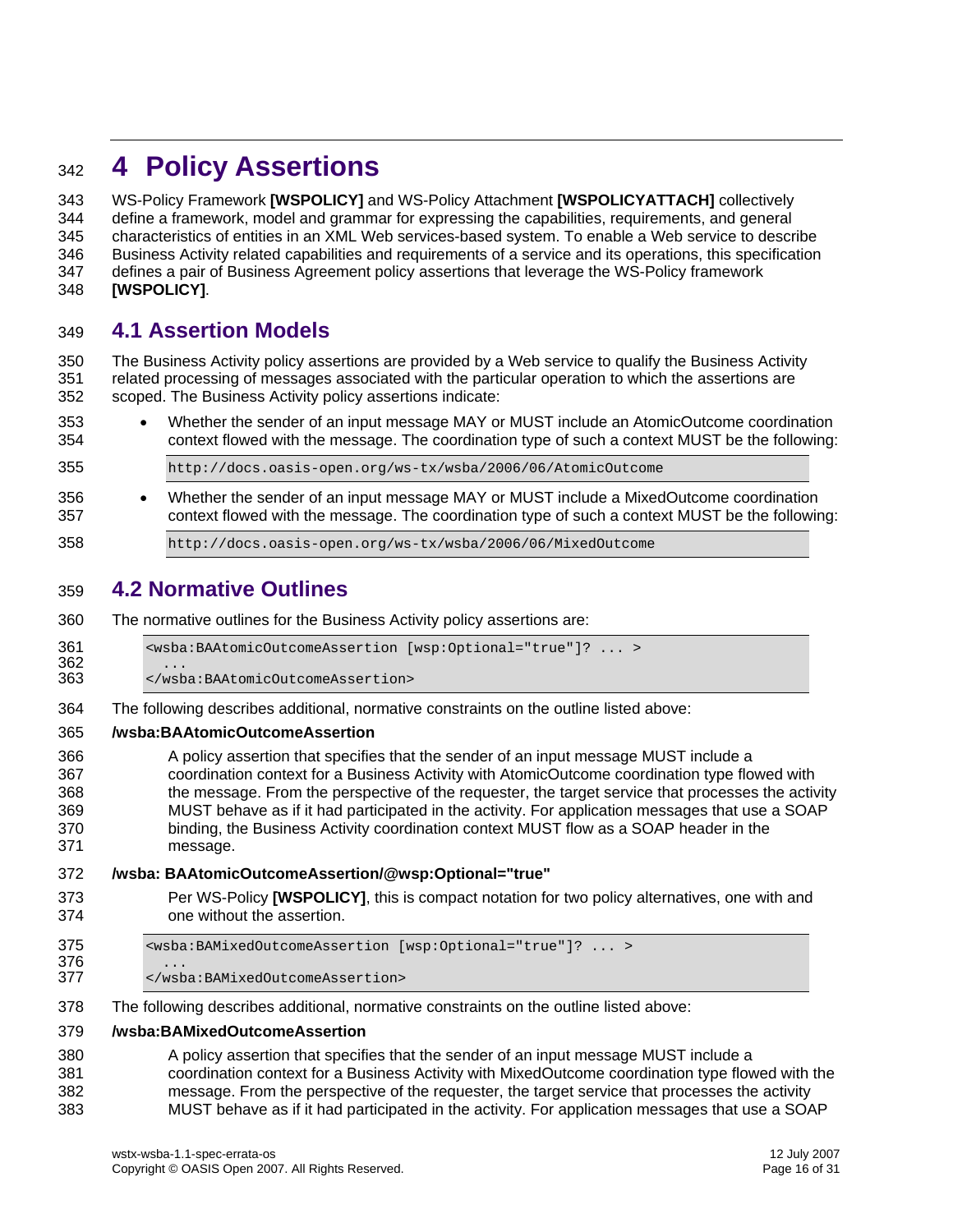# 4 Policy Assertions

WS-Policy Framework **[WSPOLICY]** and WS-Policy Attachment **[WSPOLICYATTACH]** collectively define a framework, model and grammar for expressing the capabilities, requirements, and general characteristics of entities in an XML Web services-based system. To enable a Web service to describe Business Activity related capabilities and requirements of a service and its operations, this specification defines a pair of Business Agreement policy assertions that leverage the WS-Policy framework **[WSPOLICY]**.

## 4.1 Assertion Models

The Business Activity policy assertions are provided by a Web service to qualify the Business Activity related processing of messages associated with the particular operation to which the assertions are scoped. The Business Activity policy assertions indicate:

- Whether the sender of an input message MAY or MUST include an AtomicOutcome coordination context flowed with the message. The coordination type of such a context MUST be the following:

```
http://docs.oasis-open.org/ws-tx/wsba/2006/06/AtomicOutcome
```

- Whether the sender of an input message MAY or MUST include a MixedOutcome coordination context flowed with the message. The coordination type of such a context MUST be the following:

```
http://docs.oasis-open.org/ws-tx/wsba/2006/06/MixedOutcome
```

## 4.2 Normative Outlines

The normative outlines for the Business Activity policy assertions are:

```
<wsba:BAAtomicOutcomeAssertion [wsp:Optional="true"]? ... >
  ...
</wsba:BAAtomicOutcomeAssertion>
```

The following describes additional, normative constraints on the outline listed above:

**/wsba:BAAtomicOutcomeAssertion**

A policy assertion that specifies that the sender of an input message MUST include a coordination context for a Business Activity with AtomicOutcome coordination type flowed with the message. From the perspective of the requester, the target service that processes the activity MUST behave as if it had participated in the activity. For application messages that use a SOAP binding, the Business Activity coordination context MUST flow as a SOAP header in the message.

**/wsba: BAAtomicOutcomeAssertion/@wsp:Optional="true"**

Per WS-Policy **[WSPOLICY]**, this is compact notation for two policy alternatives, one with and one without the assertion.

```
<wsba:BAMixedOutcomeAssertion [wsp:Optional="true"]? ... >
  ...
</wsba:BAMixedOutcomeAssertion>
```

The following describes additional, normative constraints on the outline listed above:

**/wsba:BAMixedOutcomeAssertion**

A policy assertion that specifies that the sender of an input message MUST include a coordination context for a Business Activity with MixedOutcome coordination type flowed with the message. From the perspective of the requester, the target service that processes the activity MUST behave as if it had participated in the activity. For application messages that use a SOAP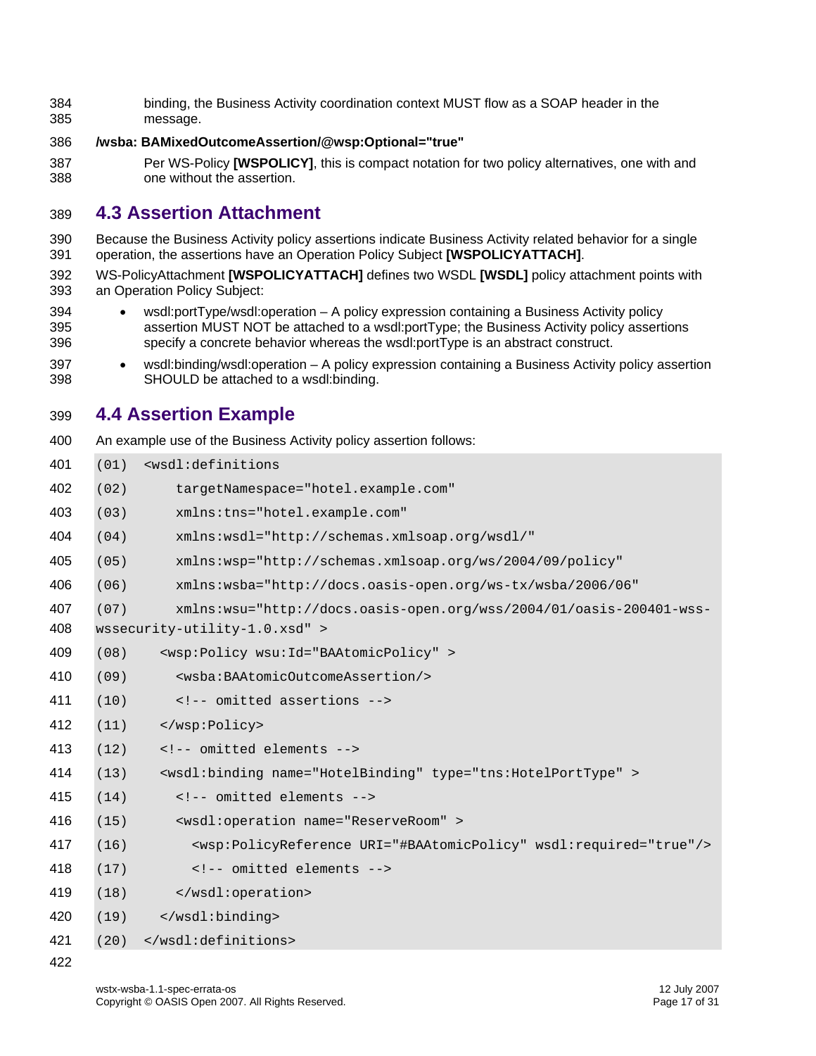binding, the Business Activity coordination context MUST flow as a SOAP header in the message.

**/wsba: BAMixedOutcomeAssertion/@wsp:Optional="true"**

Per WS-Policy **[WSPOLICY]**, this is compact notation for two policy alternatives, one with and one without the assertion.

## 4.3 Assertion Attachment

Because the Business Activity policy assertions indicate Business Activity related behavior for a single operation, the assertions have an Operation Policy Subject **[WSPOLICYATTACH]**.

WS-PolicyAttachment **[WSPOLICYATTACH]** defines two WSDL **[WSDL]** policy attachment points with an Operation Policy Subject:

- wsdl:portType/wsdl:operation – A policy expression containing a Business Activity policy assertion MUST NOT be attached to a wsdl:portType; the Business Activity policy assertions specify a concrete behavior whereas the wsdl:portType is an abstract construct.
- wsdl:binding/wsdl:operation – A policy expression containing a Business Activity policy assertion SHOULD be attached to a wsdl:binding.

## 4.4 Assertion Example

An example use of the Business Activity policy assertion follows:

```
(01)  <wsdl:definitions
(02)      targetNamespace="hotel.example.com"
(03)      xmlns:tns="hotel.example.com"
(04)      xmlns:wsdl="http://schemas.xmlsoap.org/wsdl/"
(05)      xmlns:wsp="http://schemas.xmlsoap.org/ws/2004/09/policy"
(06)      xmlns:wsba="http://docs.oasis-open.org/ws-tx/wsba/2006/06"
(07)      xmlns:wsu="http://docs.oasis-open.org/wss/2004/01/oasis-200401-wss-
wssecurity-utility-1.0.xsd" >
(08)    <wsp:Policy wsu:Id="BAAtomicPolicy" >
(09)      <wsba:BAAtomicOutcomeAssertion/>
(10)      <!-- omitted assertions -->
(11)    </wsp:Policy>
(12)    <!-- omitted elements -->
(13)    <wsdl:binding name="HotelBinding" type="tns:HotelPortType" >
(14)      <!-- omitted elements -->
(15)      <wsdl:operation name="ReserveRoom" >
(16)        <wsp:PolicyReference URI="#BAAtomicPolicy" wsdl:required="true"/>
(17)        <!-- omitted elements -->
(18)      </wsdl:operation>
(19)    </wsdl:binding>
(20)  </wsdl:definitions>
```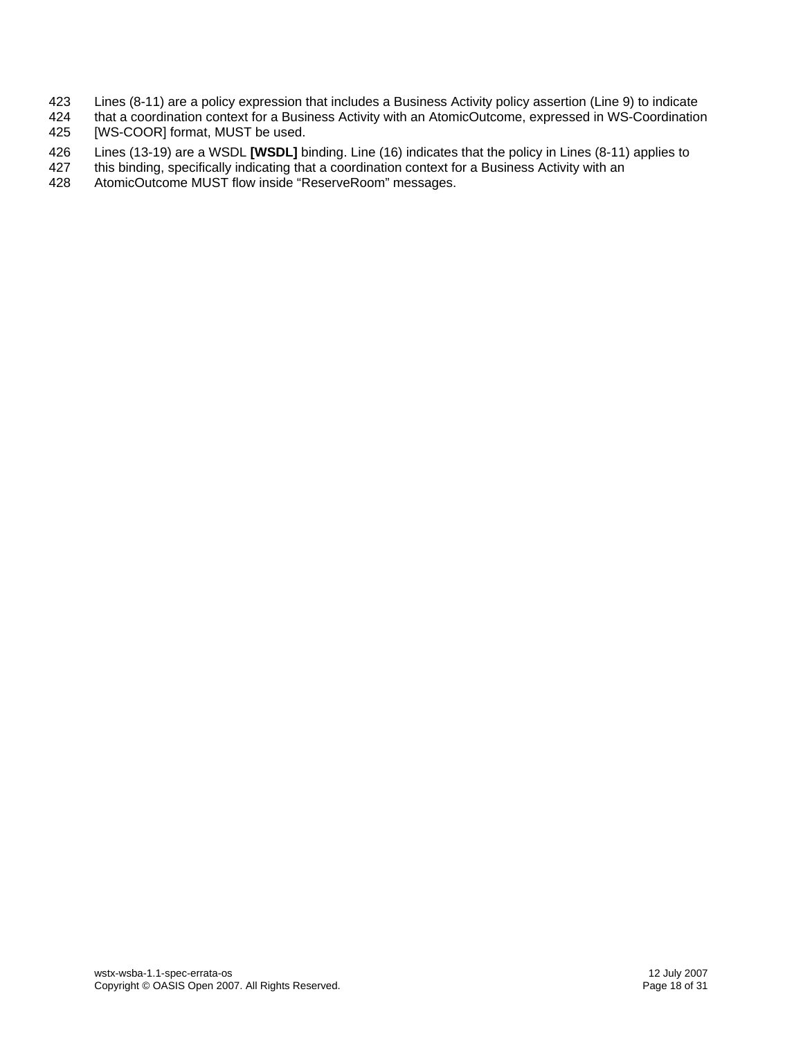Lines (8-11) are a policy expression that includes a Business Activity policy assertion (Line 9) to indicate that a coordination context for a Business Activity with an AtomicOutcome, expressed in WS-Coordination [WS-COOR] format, MUST be used.

Lines (13-19) are a WSDL **[WSDL]** binding. Line (16) indicates that the policy in Lines (8-11) applies to this binding, specifically indicating that a coordination context for a Business Activity with an AtomicOutcome MUST flow inside “ReserveRoom” messages.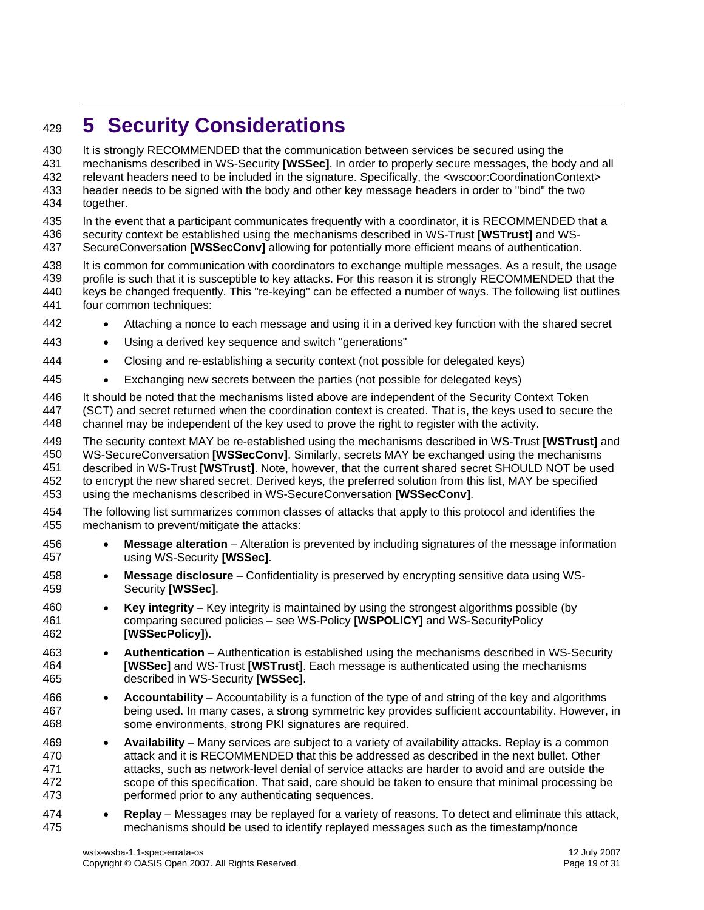# 5 Security Considerations

It is strongly RECOMMENDED that the communication between services be secured using the mechanisms described in WS-Security **[WSSec]**. In order to properly secure messages, the body and all relevant headers need to be included in the signature. Specifically, the <wscoor:CoordinationContext> header needs to be signed with the body and other key message headers in order to "bind" the two together.

In the event that a participant communicates frequently with a coordinator, it is RECOMMENDED that a security context be established using the mechanisms described in WS-Trust **[WSTrust]** and WS-SecureConversation **[WSSecConv]** allowing for potentially more efficient means of authentication.

It is common for communication with coordinators to exchange multiple messages. As a result, the usage profile is such that it is susceptible to key attacks. For this reason it is strongly RECOMMENDED that the keys be changed frequently. This "re-keying" can be effected a number of ways. The following list outlines four common techniques:

- Attaching a nonce to each message and using it in a derived key function with the shared secret
- Using a derived key sequence and switch "generations"
- Closing and re-establishing a security context (not possible for delegated keys)
- Exchanging new secrets between the parties (not possible for delegated keys)

It should be noted that the mechanisms listed above are independent of the Security Context Token (SCT) and secret returned when the coordination context is created. That is, the keys used to secure the channel may be independent of the key used to prove the right to register with the activity.

The security context MAY be re-established using the mechanisms described in WS-Trust **[WSTrust]** and WS-SecureConversation **[WSSecConv]**. Similarly, secrets MAY be exchanged using the mechanisms described in WS-Trust **[WSTrust]**. Note, however, that the current shared secret SHOULD NOT be used to encrypt the new shared secret. Derived keys, the preferred solution from this list, MAY be specified using the mechanisms described in WS-SecureConversation **[WSSecConv]**.

The following list summarizes common classes of attacks that apply to this protocol and identifies the mechanism to prevent/mitigate the attacks:

- **Message alteration** – Alteration is prevented by including signatures of the message information using WS-Security **[WSSec]**.
- **Message disclosure** – Confidentiality is preserved by encrypting sensitive data using WS-Security **[WSSec]**.
- **Key integrity** – Key integrity is maintained by using the strongest algorithms possible (by comparing secured policies – see WS-Policy **[WSPOLICY]** and WS-SecurityPolicy **[WSSecPolicy]**).
- **Authentication** – Authentication is established using the mechanisms described in WS-Security **[WSSec]** and WS-Trust **[WSTrust]**. Each message is authenticated using the mechanisms described in WS-Security **[WSSec]**.
- **Accountability** – Accountability is a function of the type of and string of the key and algorithms being used. In many cases, a strong symmetric key provides sufficient accountability. However, in some environments, strong PKI signatures are required.
- **Availability** – Many services are subject to a variety of availability attacks. Replay is a common attack and it is RECOMMENDED that this be addressed as described in the next bullet. Other attacks, such as network-level denial of service attacks are harder to avoid and are outside the scope of this specification. That said, care should be taken to ensure that minimal processing be performed prior to any authenticating sequences.
- **Replay** – Messages may be replayed for a variety of reasons. To detect and eliminate this attack, mechanisms should be used to identify replayed messages such as the timestamp/nonce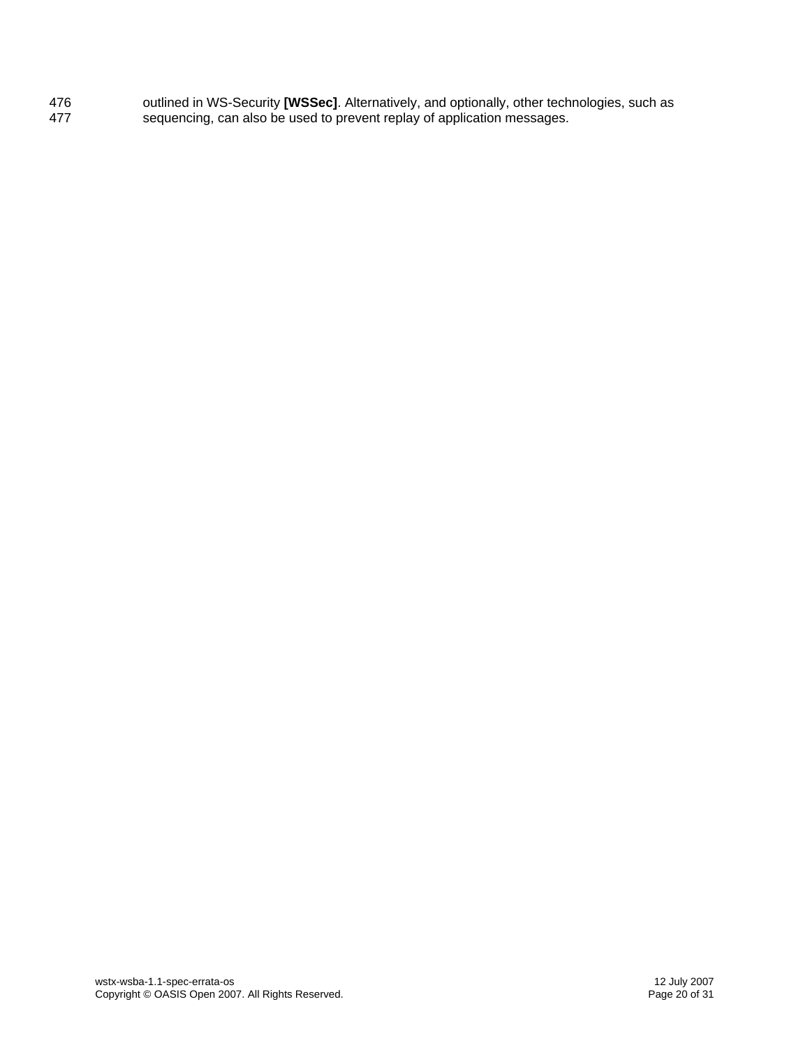476 outlined in WS-Security **[WSSec]**. Alternatively, and optionally, other technologies, such as
477 sequencing, can also be used to prevent replay of application messages.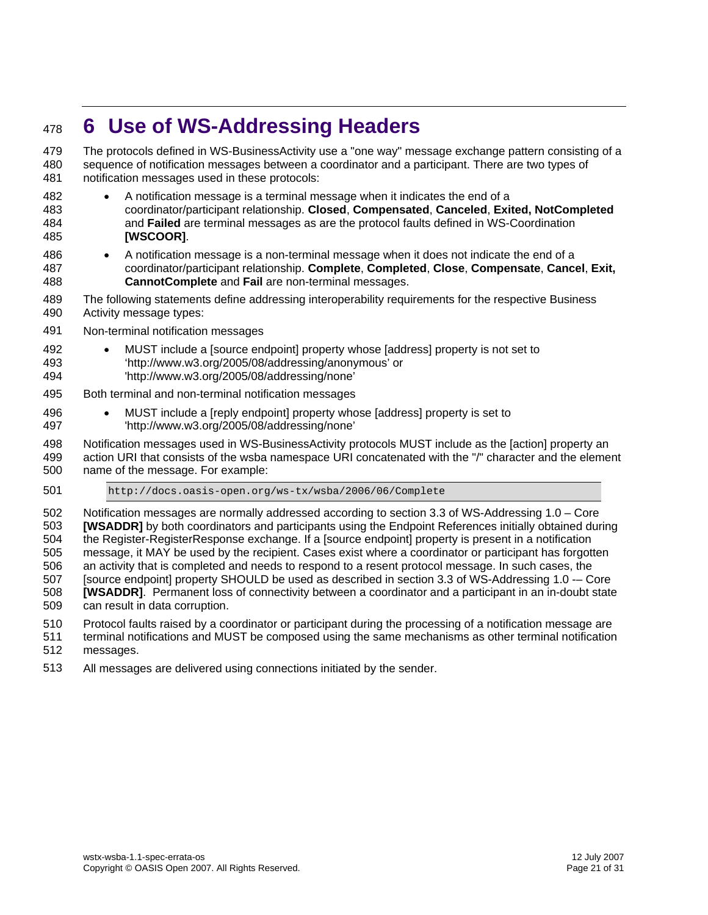# 6 Use of WS-Addressing Headers

The protocols defined in WS-BusinessActivity use a "one way" message exchange pattern consisting of a sequence of notification messages between a coordinator and a participant. There are two types of notification messages used in these protocols:

- A notification message is a terminal message when it indicates the end of a coordinator/participant relationship. **Closed**, **Compensated**, **Canceled**, **Exited, NotCompleted** and **Failed** are terminal messages as are the protocol faults defined in WS-Coordination **[WSCOOR]**.
- A notification message is a non-terminal message when it does not indicate the end of a coordinator/participant relationship. **Complete**, **Completed**, **Close**, **Compensate**, **Cancel**, **Exit, CannotComplete** and **Fail** are non-terminal messages.

The following statements define addressing interoperability requirements for the respective Business Activity message types:

Non-terminal notification messages

- MUST include a [source endpoint] property whose [address] property is not set to 'http://www.w3.org/2005/08/addressing/anonymous' or 'http://www.w3.org/2005/08/addressing/none'

Both terminal and non-terminal notification messages

- MUST include a [reply endpoint] property whose [address] property is set to 'http://www.w3.org/2005/08/addressing/none'

Notification messages used in WS-BusinessActivity protocols MUST include as the [action] property an action URI that consists of the wsba namespace URI concatenated with the "/" character and the element name of the message. For example:

```
http://docs.oasis-open.org/ws-tx/wsba/2006/06/Complete
```

Notification messages are normally addressed according to section 3.3 of WS-Addressing 1.0 – Core **[WSADDR]** by both coordinators and participants using the Endpoint References initially obtained during the Register-RegisterResponse exchange. If a [source endpoint] property is present in a notification message, it MAY be used by the recipient. Cases exist where a coordinator or participant has forgotten an activity that is completed and needs to respond to a resent protocol message. In such cases, the [source endpoint] property SHOULD be used as described in section 3.3 of WS-Addressing 1.0 -– Core **[WSADDR]**. Permanent loss of connectivity between a coordinator and a participant in an in-doubt state can result in data corruption.

Protocol faults raised by a coordinator or participant during the processing of a notification message are terminal notifications and MUST be composed using the same mechanisms as other terminal notification messages.

All messages are delivered using connections initiated by the sender.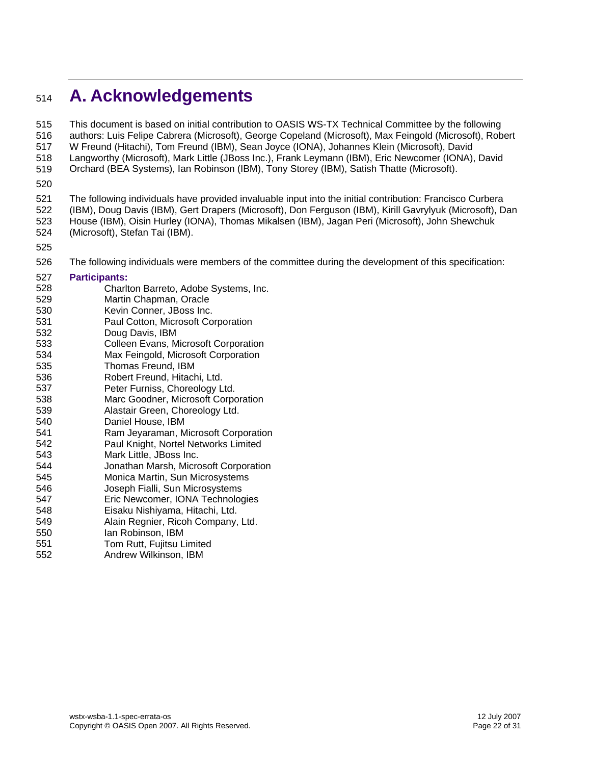# A. Acknowledgements

This document is based on initial contribution to OASIS WS-TX Technical Committee by the following authors: Luis Felipe Cabrera (Microsoft), George Copeland (Microsoft), Max Feingold (Microsoft), Robert W Freund (Hitachi), Tom Freund (IBM), Sean Joyce (IONA), Johannes Klein (Microsoft), David Langworthy (Microsoft), Mark Little (JBoss Inc.), Frank Leymann (IBM), Eric Newcomer (IONA), David Orchard (BEA Systems), Ian Robinson (IBM), Tony Storey (IBM), Satish Thatte (Microsoft).

The following individuals have provided invaluable input into the initial contribution: Francisco Curbera (IBM), Doug Davis (IBM), Gert Drapers (Microsoft), Don Ferguson (IBM), Kirill Gavrylyuk (Microsoft), Dan House (IBM), Oisin Hurley (IONA), Thomas Mikalsen (IBM), Jagan Peri (Microsoft), John Shewchuk (Microsoft), Stefan Tai (IBM).

The following individuals were members of the committee during the development of this specification:

**Participants:**

Charlton Barreto, Adobe Systems, Inc.
Martin Chapman, Oracle
Kevin Conner, JBoss Inc.
Paul Cotton, Microsoft Corporation
Doug Davis, IBM
Colleen Evans, Microsoft Corporation
Max Feingold, Microsoft Corporation
Thomas Freund, IBM
Robert Freund, Hitachi, Ltd.
Peter Furniss, Choreology Ltd.
Marc Goodner, Microsoft Corporation
Alastair Green, Choreology Ltd.
Daniel House, IBM
Ram Jeyaraman, Microsoft Corporation
Paul Knight, Nortel Networks Limited
Mark Little, JBoss Inc.
Jonathan Marsh, Microsoft Corporation
Monica Martin, Sun Microsystems
Joseph Fialli, Sun Microsystems
Eric Newcomer, IONA Technologies
Eisaku Nishiyama, Hitachi, Ltd.
Alain Regnier, Ricoh Company, Ltd.
Ian Robinson, IBM
Tom Rutt, Fujitsu Limited
Andrew Wilkinson, IBM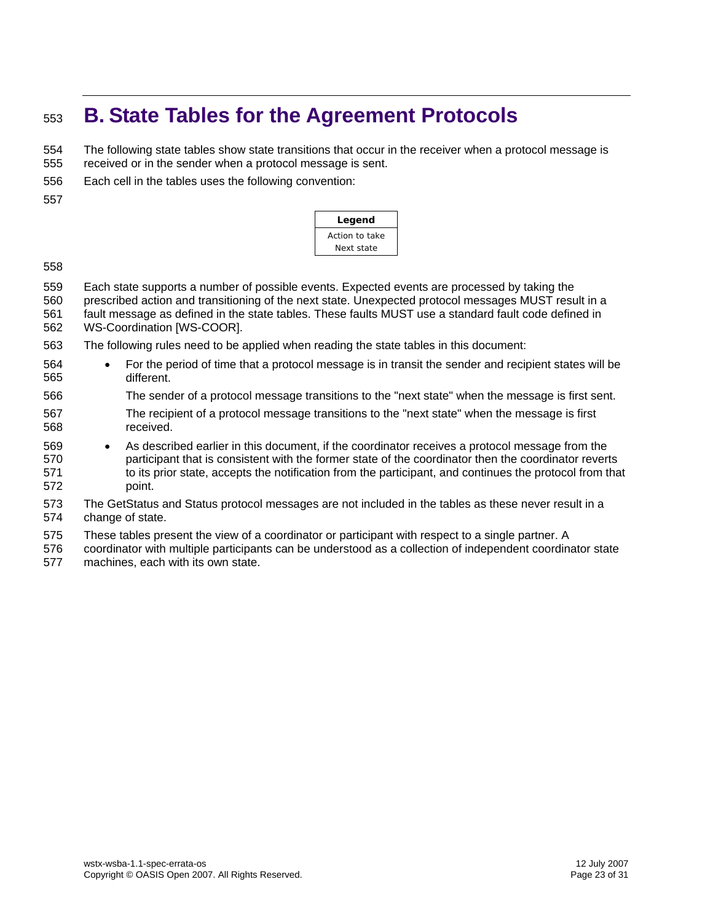# B. State Tables for the Agreement Protocols

The following state tables show state transitions that occur in the receiver when a protocol message is received or in the sender when a protocol message is sent.

Each cell in the tables uses the following convention:

| Legend |
|---|
| Action to take<br>Next state |

Each state supports a number of possible events. Expected events are processed by taking the prescribed action and transitioning of the next state. Unexpected protocol messages MUST result in a fault message as defined in the state tables. These faults MUST use a standard fault code defined in WS-Coordination [WS-COOR].

The following rules need to be applied when reading the state tables in this document:

- For the period of time that a protocol message is in transit the sender and recipient states will be different.

  The sender of a protocol message transitions to the "next state" when the message is first sent.

  The recipient of a protocol message transitions to the "next state" when the message is first received.

- As described earlier in this document, if the coordinator receives a protocol message from the participant that is consistent with the former state of the coordinator then the coordinator reverts to its prior state, accepts the notification from the participant, and continues the protocol from that point.

The GetStatus and Status protocol messages are not included in the tables as these never result in a change of state.

These tables present the view of a coordinator or participant with respect to a single partner. A coordinator with multiple participants can be understood as a collection of independent coordinator state machines, each with its own state.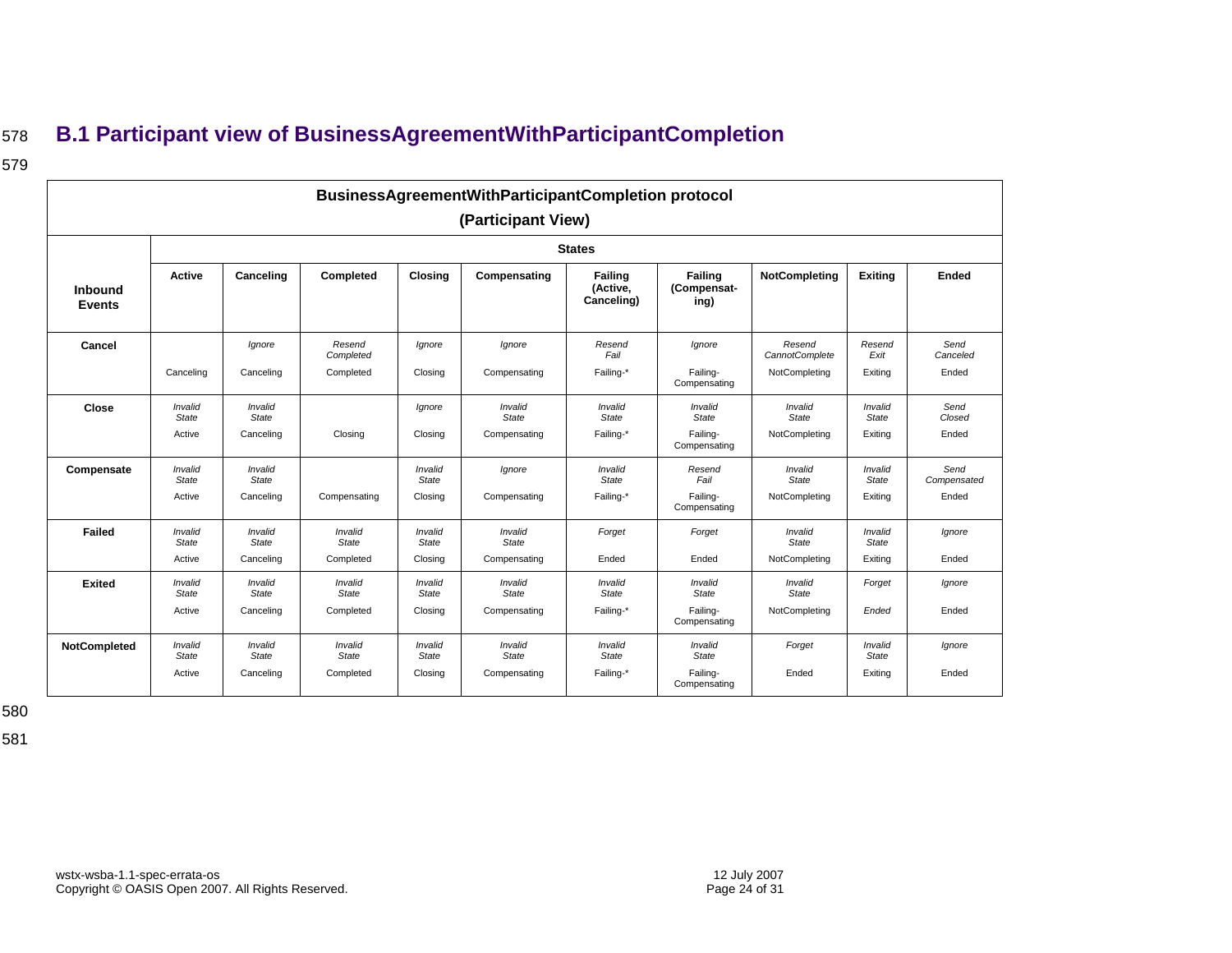## B.1 Participant view of BusinessAgreementWithParticipantCompletion

| BusinessAgreementWithParticipantCompletion protocol (Participant View) | | | | | | | | | | |
|---|---|---|---|---|---|---|---|---|---|---|
| | States | | | | | | | | | |
| **Inbound Events** | **Active** | **Canceling** | **Completed** | **Closing** | **Compensating** | **Failing (Active, Canceling)** | **Failing (Compensating)** | **NotCompleting** | **Exiting** | **Ended** |
| **Cancel** | Canceling | *Ignore* Canceling | *Resend Completed* Completed | *Ignore* Closing | *Ignore* Compensating | *Resend Fail* Failing-* | *Ignore* Failing-Compensating | *Resend CannotComplete* NotCompleting | *Resend Exit* Exiting | *Send Canceled* Ended |
| **Close** | *Invalid State* Active | *Invalid State* Canceling | Closing | *Ignore* Closing | *Invalid State* Compensating | *Invalid State* Failing-* | *Invalid State* Failing-Compensating | *Invalid State* NotCompleting | *Invalid State* Exiting | *Send Closed* Ended |
| **Compensate** | *Invalid State* Active | *Invalid State* Canceling | Compensating | *Invalid State* Closing | *Ignore* Compensating | *Invalid State* Failing-* | *Resend Fail* Failing-Compensating | *Invalid State* NotCompleting | *Invalid State* Exiting | *Send Compensated* Ended |
| **Failed** | *Invalid State* Active | *Invalid State* Canceling | *Invalid State* Completed | *Invalid State* Closing | *Invalid State* Compensating | *Forget* Ended | *Forget* Ended | *Invalid State* NotCompleting | *Invalid State* Exiting | *Ignore* Ended |
| **Exited** | *Invalid State* Active | *Invalid State* Canceling | *Invalid State* Completed | *Invalid State* Closing | *Invalid State* Compensating | *Invalid State* Failing-* | *Invalid State* Failing-Compensating | *Invalid State* NotCompleting | *Forget* *Ended* | *Ignore* Ended |
| **NotCompleted** | *Invalid State* Active | *Invalid State* Canceling | *Invalid State* Completed | *Invalid State* Closing | *Invalid State* Compensating | *Invalid State* Failing-* | *Invalid State* Failing-Compensating | *Forget* Ended | *Invalid State* Exiting | *Ignore* Ended |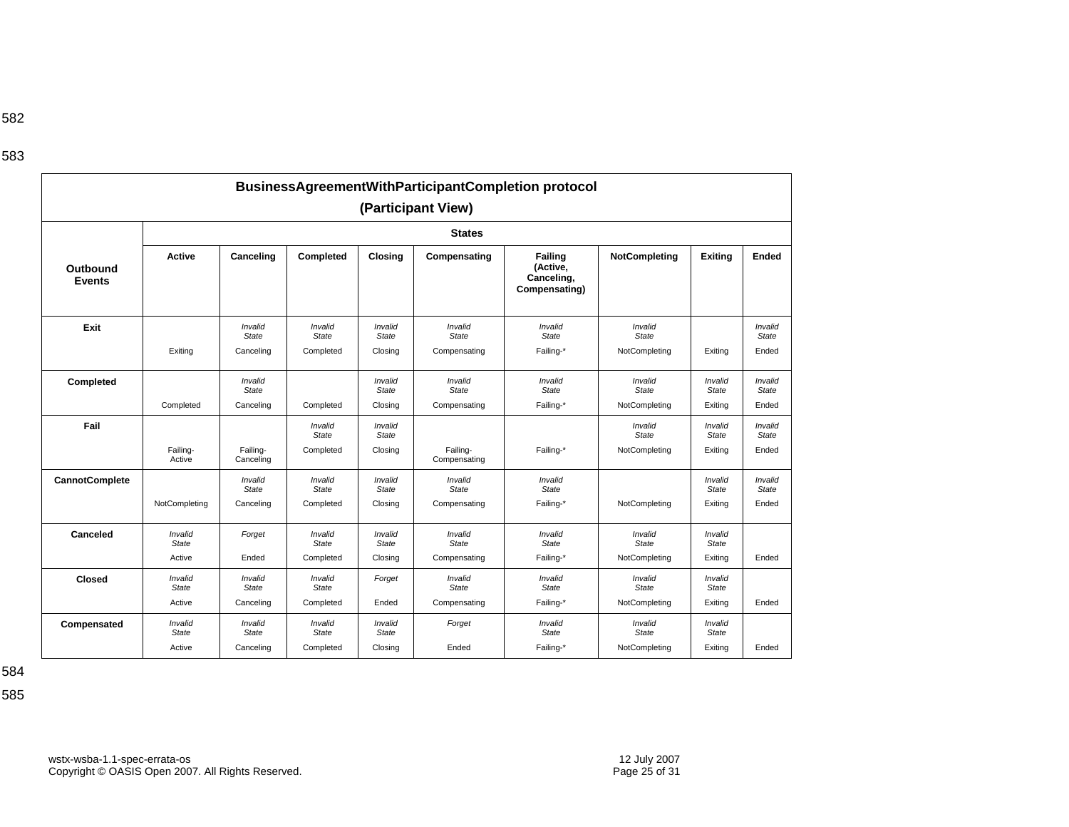| **BusinessAgreementWithParticipantCompletion protocol (Participant View)** | | | | | | | | | |
|---|---|---|---|---|---|---|---|---|---|
| | **States** | | | | | | | | |
| **Outbound Events** | **Active** | **Canceling** | **Completed** | **Closing** | **Compensating** | **Failing (Active, Canceling, Compensating)** | **NotCompleting** | **Exiting** | **Ended** |
| **Exit** | Exiting | *Invalid State* Canceling | *Invalid State* Completed | *Invalid State* Closing | *Invalid State* Compensating | *Invalid State* Failing-* | *Invalid State* NotCompleting | Exiting | *Invalid State* Ended |
| **Completed** | Completed | *Invalid State* Canceling | Completed | *Invalid State* Closing | *Invalid State* Compensating | *Invalid State* Failing-* | *Invalid State* NotCompleting | *Invalid State* Exiting | *Invalid State* Ended |
| **Fail** | Failing-Active | Failing-Canceling | *Invalid State* Completed | *Invalid State* Closing | Failing-Compensating | Failing-* | *Invalid State* NotCompleting | *Invalid State* Exiting | *Invalid State* Ended |
| **CannotComplete** | NotCompleting | *Invalid State* Canceling | *Invalid State* Completed | *Invalid State* Closing | *Invalid State* Compensating | *Invalid State* Failing-* | NotCompleting | *Invalid State* Exiting | *Invalid State* Ended |
| **Canceled** | *Invalid State* Active | *Forget* Ended | *Invalid State* Completed | *Invalid State* Closing | *Invalid State* Compensating | *Invalid State* Failing-* | *Invalid State* NotCompleting | *Invalid State* Exiting | Ended |
| **Closed** | *Invalid State* Active | *Invalid State* Canceling | *Invalid State* Completed | *Forget* Ended | *Invalid State* Compensating | *Invalid State* Failing-* | *Invalid State* NotCompleting | *Invalid State* Exiting | Ended |
| **Compensated** | *Invalid State* Active | *Invalid State* Canceling | *Invalid State* Completed | *Invalid State* Closing | *Forget* Ended | *Invalid State* Failing-* | *Invalid State* NotCompleting | *Invalid State* Exiting | Ended |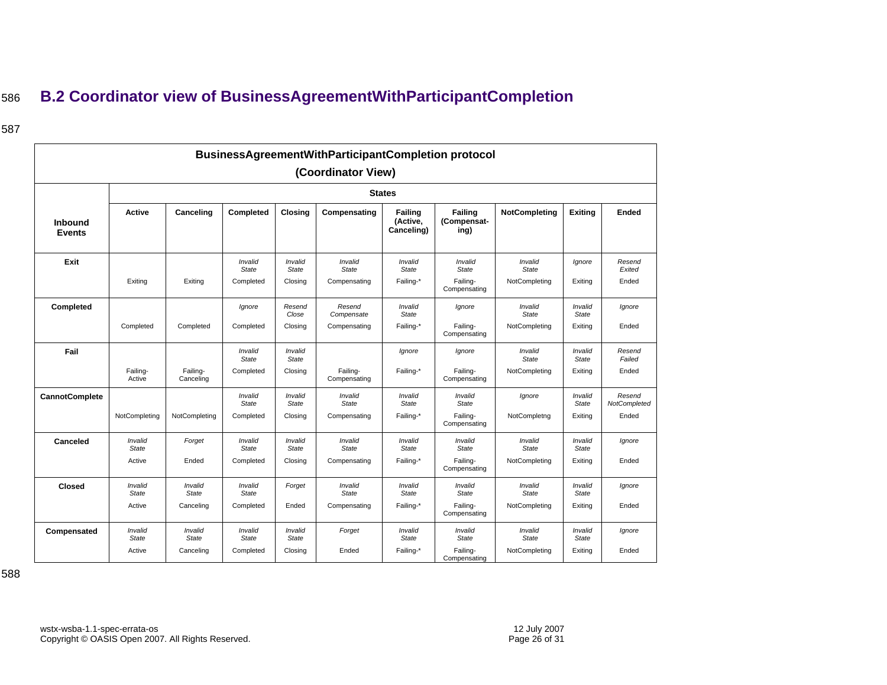## B.2 Coordinator view of BusinessAgreementWithParticipantCompletion

| BusinessAgreementWithParticipantCompletion protocol (Coordinator View) | | | | | | | | | | |
|---|---|---|---|---|---|---|---|---|---|---|
| | **States** | | | | | | | | | |
| **Inbound Events** | **Active** | **Canceling** | **Completed** | **Closing** | **Compensating** | **Failing (Active, Canceling)** | **Failing (Compensat-ing)** | **NotCompleting** | **Exiting** | **Ended** |
| **Exit** | Exiting | Exiting | *Invalid State* Completed | *Invalid State* Closing | *Invalid State* Compensating | *Invalid State* Failing-* | *Invalid State* Failing-Compensating | *Invalid State* NotCompleting | *Ignore* Exiting | *Resend Exited* Ended |
| **Completed** | Completed | Completed | *Ignore* Completed | *Resend Close* Closing | *Resend Compensate* Compensating | *Invalid State* Failing-* | *Ignore* Failing-Compensating | *Invalid State* NotCompleting | *Invalid State* Exiting | *Ignore* Ended |
| **Fail** | Failing-Active | Failing-Canceling | *Invalid State* Completed | *Invalid State* Closing | Failing-Compensating | *Ignore* Failing-* | *Ignore* Failing-Compensating | *Invalid State* NotCompleting | *Invalid State* Exiting | *Resend Failed* Ended |
| **CannotComplete** | NotCompleting | NotCompleting | *Invalid State* Completed | *Invalid State* Closing | *Invalid State* Compensating | *Invalid State* Failing-* | *Invalid State* Failing-Compensating | *Ignore* NotCompletng | *Invalid State* Exiting | *Resend NotCompleted* Ended |
| **Canceled** | *Invalid State* Active | *Forget* Ended | *Invalid State* Completed | *Invalid State* Closing | *Invalid State* Compensating | *Invalid State* Failing-* | *Invalid State* Failing-Compensating | *Invalid State* NotCompleting | *Invalid State* Exiting | *Ignore* Ended |
| **Closed** | *Invalid State* Active | *Invalid State* Canceling | *Invalid State* Completed | *Forget* Ended | *Invalid State* Compensating | *Invalid State* Failing-* | *Invalid State* Failing-Compensating | *Invalid State* NotCompleting | *Invalid State* Exiting | *Ignore* Ended |
| **Compensated** | *Invalid State* Active | *Invalid State* Canceling | *Invalid State* Completed | *Invalid State* Closing | *Forget* Ended | *Invalid State* Failing-* | *Invalid State* Failing-Compensating | *Invalid State* NotCompleting | *Invalid State* Exiting | *Ignore* Ended |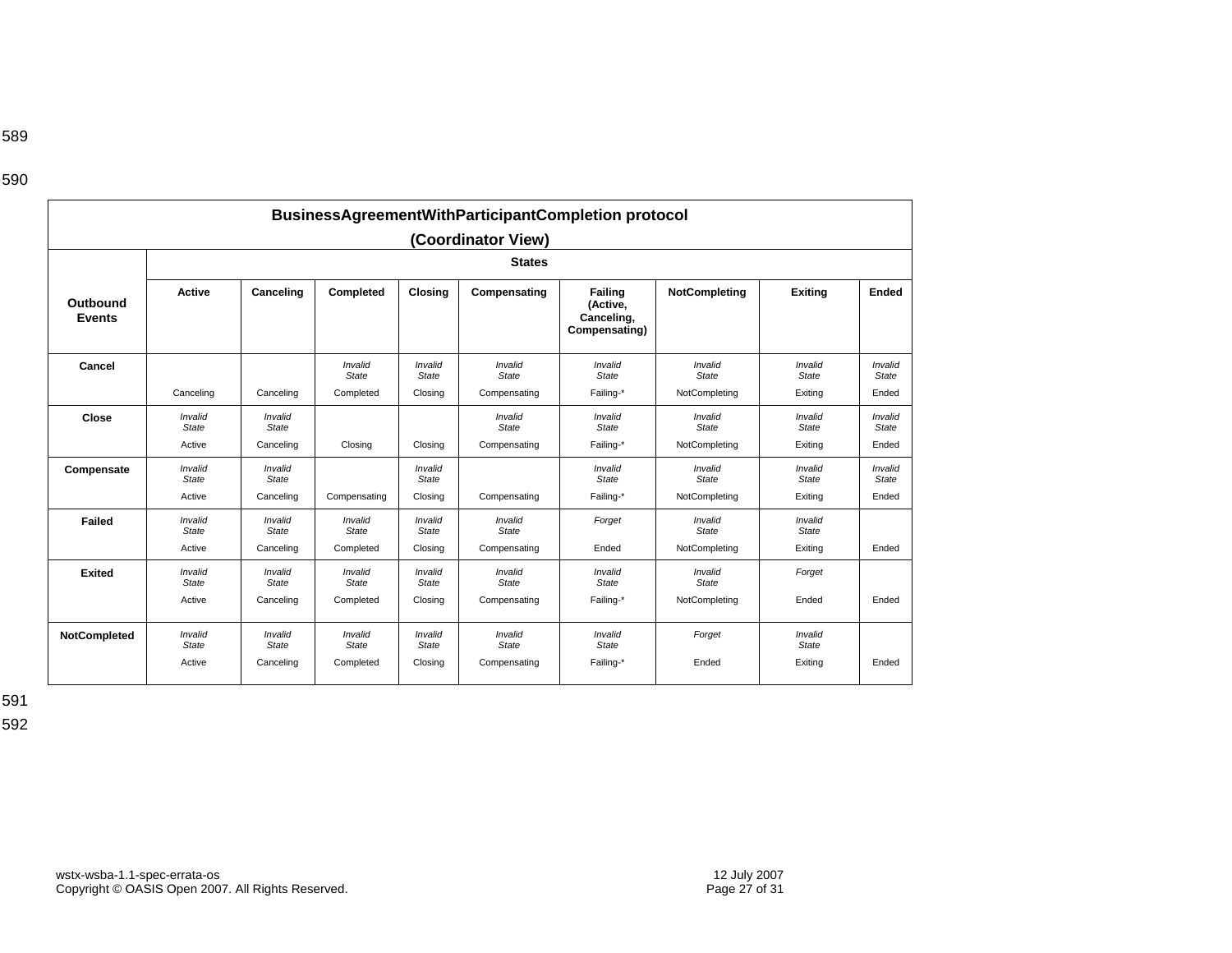| BusinessAgreementWithParticipantCompletion protocol (Coordinator View) | | | | | | | | | |
|---|---|---|---|---|---|---|---|---|---|
| | States | | | | | | | | |
| Outbound Events | Active | Canceling | Completed | Closing | Compensating | Failing (Active, Canceling, Compensating) | NotCompleting | Exiting | Ended |
| **Cancel** | Canceling | Canceling | *Invalid State* Completed | *Invalid State* Closing | *Invalid State* Compensating | *Invalid State* Failing-* | *Invalid State* NotCompleting | *Invalid State* Exiting | *Invalid State* Ended |
| **Close** | *Invalid State* Active | *Invalid State* Canceling | Closing | Closing | *Invalid State* Compensating | *Invalid State* Failing-* | *Invalid State* NotCompleting | *Invalid State* Exiting | *Invalid State* Ended |
| **Compensate** | *Invalid State* Active | *Invalid State* Canceling | Compensating | *Invalid State* Closing | Compensating | *Invalid State* Failing-* | *Invalid State* NotCompleting | *Invalid State* Exiting | *Invalid State* Ended |
| **Failed** | *Invalid State* Active | *Invalid State* Canceling | *Invalid State* Completed | *Invalid State* Closing | *Invalid State* Compensating | *Forget* Ended | *Invalid State* NotCompleting | *Invalid State* Exiting | Ended |
| **Exited** | *Invalid State* Active | *Invalid State* Canceling | *Invalid State* Completed | *Invalid State* Closing | *Invalid State* Compensating | *Invalid State* Failing-* | *Invalid State* NotCompleting | *Forget* Ended | Ended |
| **NotCompleted** | *Invalid State* Active | *Invalid State* Canceling | *Invalid State* Completed | *Invalid State* Closing | *Invalid State* Compensating | *Invalid State* Failing-* | *Forget* Ended | *Invalid State* Exiting | Ended |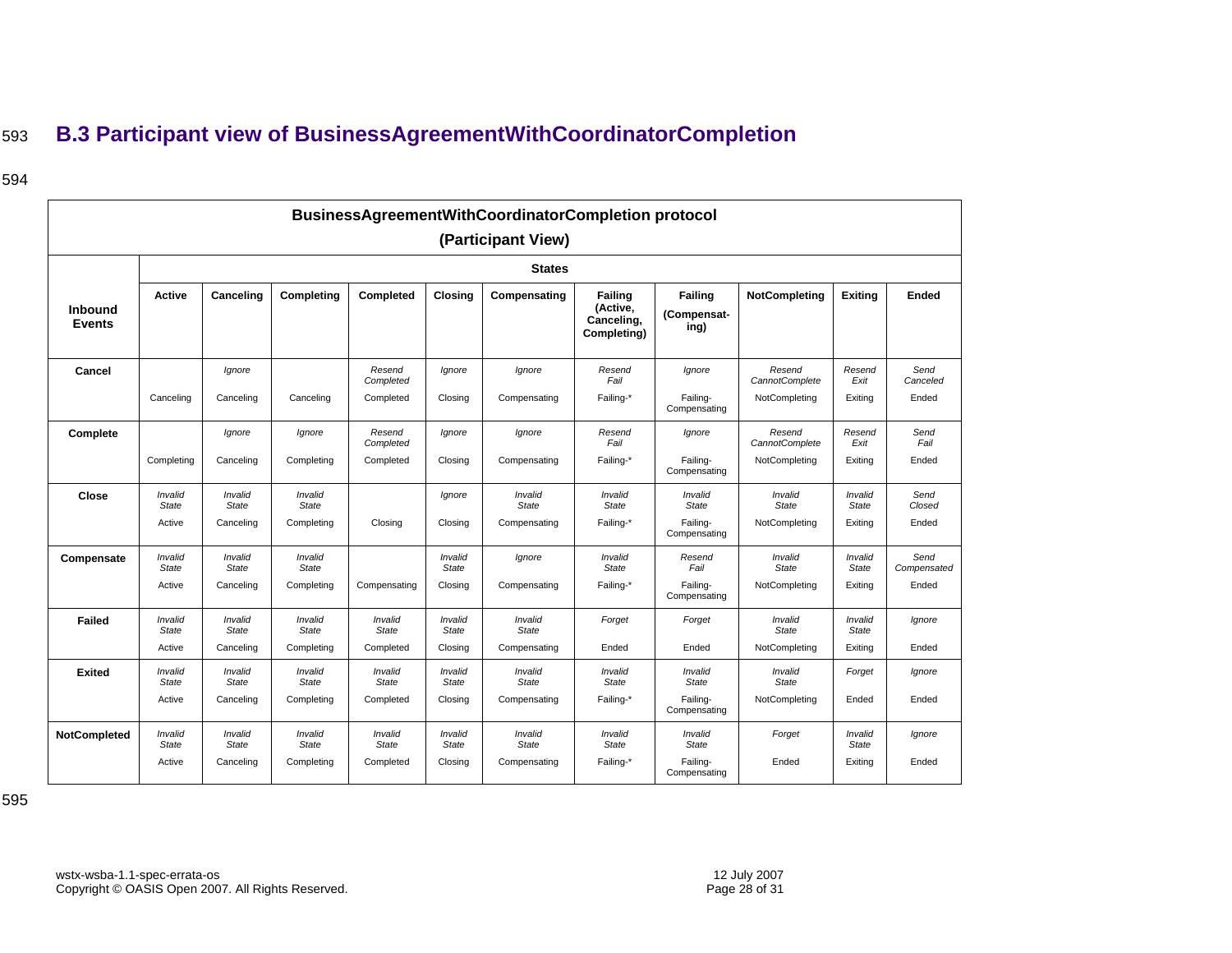## B.3 Participant view of BusinessAgreementWithCoordinatorCompletion

| BusinessAgreementWithCoordinatorCompletion protocol (Participant View) | | | | | | | | | | | |
|---|---|---|---|---|---|---|---|---|---|---|---|
| | States | | | | | | | | | | |
| **Inbound Events** | **Active** | **Canceling** | **Completing** | **Completed** | **Closing** | **Compensating** | **Failing (Active, Canceling, Completing)** | **Failing (Compensating)** | **NotCompleting** | **Exiting** | **Ended** |
| **Cancel** | Canceling | *Ignore* Canceling | Canceling | *Resend Completed* Completed | *Ignore* Closing | *Ignore* Compensating | *Resend Fail* Failing-* | *Ignore* Failing-Compensating | *Resend CannotComplete* NotCompleting | *Resend Exit* Exiting | *Send Canceled* Ended |
| **Complete** | Completing | *Ignore* Canceling | *Ignore* Completing | *Resend Completed* Completed | *Ignore* Closing | *Ignore* Compensating | *Resend Fail* Failing-* | *Ignore* Failing-Compensating | *Resend CannotComplete* NotCompleting | *Resend Exit* Exiting | *Send Fail* Ended |
| **Close** | *Invalid State* Active | *Invalid State* Canceling | *Invalid State* Completing | Closing | *Ignore* Closing | *Invalid State* Compensating | *Invalid State* Failing-* | *Invalid State* Failing-Compensating | *Invalid State* NotCompleting | *Invalid State* Exiting | *Send Closed* Ended |
| **Compensate** | *Invalid State* Active | *Invalid State* Canceling | *Invalid State* Completing | Compensating | *Invalid State* Closing | *Ignore* Compensating | *Invalid State* Failing-* | *Resend Fail* Failing-Compensating | *Invalid State* NotCompleting | *Invalid State* Exiting | *Send Compensated* Ended |
| **Failed** | *Invalid State* Active | *Invalid State* Canceling | *Invalid State* Completing | *Invalid State* Completed | *Invalid State* Closing | *Invalid State* Compensating | *Forget* Ended | *Forget* Ended | *Invalid State* NotCompleting | *Invalid State* Exiting | *Ignore* Ended |
| **Exited** | *Invalid State* Active | *Invalid State* Canceling | *Invalid State* Completing | *Invalid State* Completed | *Invalid State* Closing | *Invalid State* Compensating | *Invalid State* Failing-* | *Invalid State* Failing-Compensating | *Invalid State* NotCompleting | *Forget* Ended | *Ignore* Ended |
| **NotCompleted** | *Invalid State* Active | *Invalid State* Canceling | *Invalid State* Completing | *Invalid State* Completed | *Invalid State* Closing | *Invalid State* Compensating | *Invalid State* Failing-* | *Invalid State* Failing-Compensating | *Forget* Ended | *Invalid State* Exiting | *Ignore* Ended |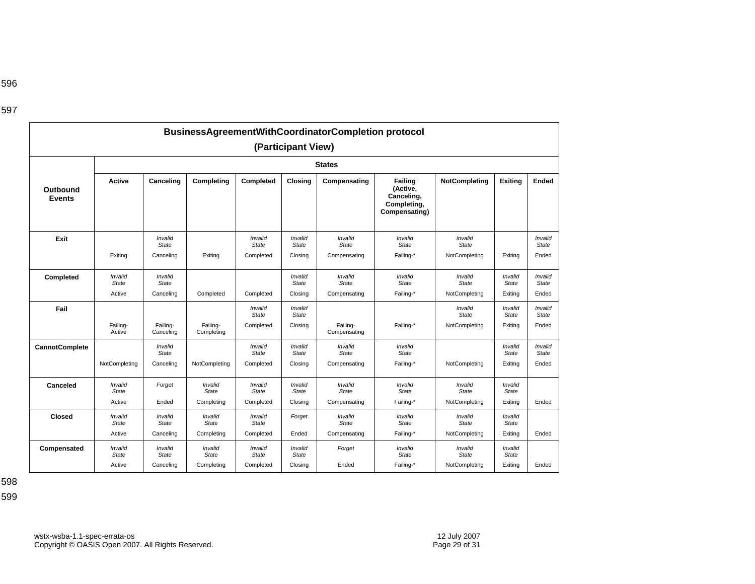| BusinessAgreementWithCoordinatorCompletion protocol (Participant View) | | | | | | | | | | |
|---|---|---|---|---|---|---|---|---|---|---|
| | **States** | | | | | | | | | |
| **Outbound Events** | **Active** | **Canceling** | **Completing** | **Completed** | **Closing** | **Compensating** | **Failing (Active, Canceling, Completing, Compensating)** | **NotCompleting** | **Exiting** | **Ended** |
| **Exit** | Exiting | *Invalid State* Canceling | Exiting | *Invalid State* Completed | *Invalid State* Closing | *Invalid State* Compensating | *Invalid State* Failing-* | *Invalid State* NotCompleting | Exiting | *Invalid State* Ended |
| **Completed** | *Invalid State* Active | *Invalid State* Canceling | Completed | Completed | *Invalid State* Closing | *Invalid State* Compensating | *Invalid State* Failing-* | *Invalid State* NotCompleting | *Invalid State* Exiting | *Invalid State* Ended |
| **Fail** | Failing-Active | Failing-Canceling | Failing-Completing | *Invalid State* Completed | *Invalid State* Closing | Failing-Compensating | Failing-* | *Invalid State* NotCompleting | *Invalid State* Exiting | *Invalid State* Ended |
| **CannotComplete** | NotCompleting | *Invalid State* Canceling | NotCompleting | *Invalid State* Completed | *Invalid State* Closing | *Invalid State* Compensating | *Invalid State* Failing-* | NotCompleting | *Invalid State* Exiting | *Invalid State* Ended |
| **Canceled** | *Invalid State* Active | *Forget* Ended | *Invalid State* Completing | *Invalid State* Completed | *Invalid State* Closing | *Invalid State* Compensating | *Invalid State* Failing-* | *Invalid State* NotCompleting | *Invalid State* Exiting | Ended |
| **Closed** | *Invalid State* Active | *Invalid State* Canceling | *Invalid State* Completing | *Invalid State* Completed | *Forget* Ended | *Invalid State* Compensating | *Invalid State* Failing-* | *Invalid State* NotCompleting | *Invalid State* Exiting | Ended |
| **Compensated** | *Invalid State* Active | *Invalid State* Canceling | *Invalid State* Completing | *Invalid State* Completed | *Invalid State* Closing | *Forget* Ended | *Invalid State* Failing-* | *Invalid State* NotCompleting | *Invalid State* Exiting | Ended |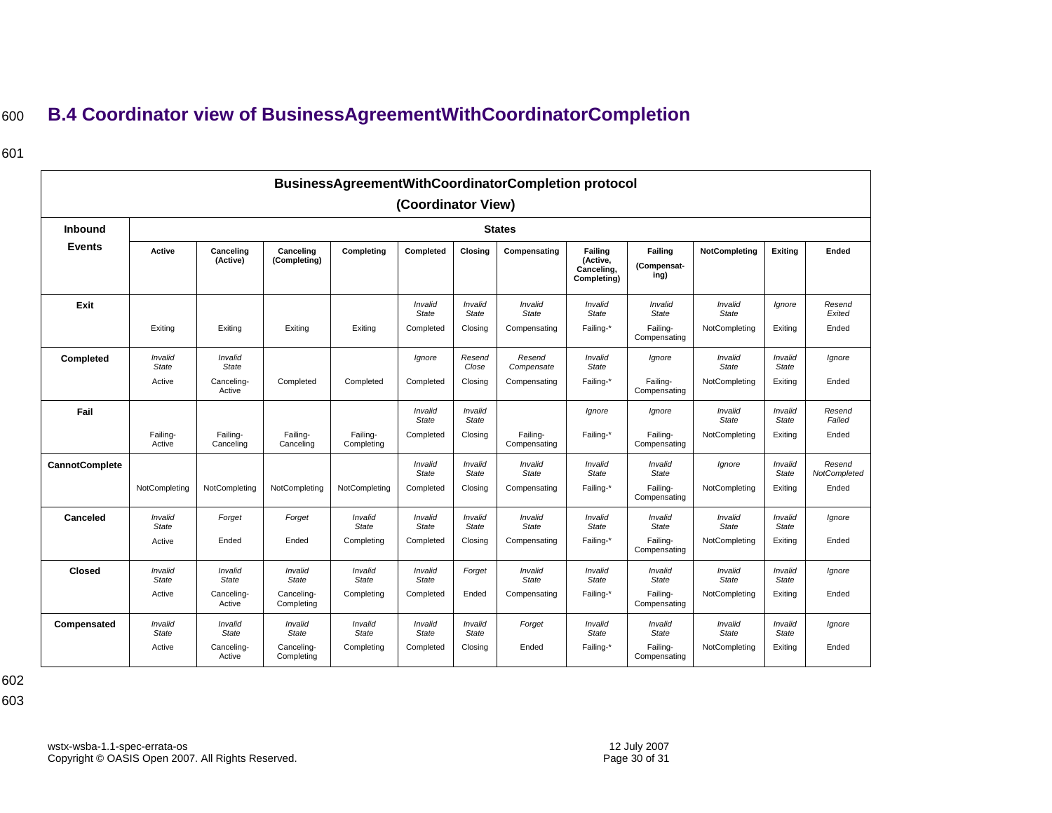## B.4 Coordinator view of BusinessAgreementWithCoordinatorCompletion

| BusinessAgreementWithCoordinatorCompletion protocol (Coordinator View) | | | | | | | | | | | | |
|---|---|---|---|---|---|---|---|---|---|---|---|---|
| **Inbound Events** | **States** | | | | | | | | | | | |
| | **Active** | **Canceling (Active)** | **Canceling (Completing)** | **Completing** | **Completed** | **Closing** | **Compensating** | **Failing (Active, Canceling, Completing)** | **Failing (Compensat-ing)** | **NotCompleting** | **Exiting** | **Ended** |
| **Exit** | Exiting | Exiting | Exiting | Exiting | *Invalid State* Completed | *Invalid State* Closing | *Invalid State* Compensating | *Invalid State* Failing-* | *Invalid State* Failing-Compensating | *Invalid State* NotCompleting | *Ignore* Exiting | *Resend Exited* Ended |
| **Completed** | *Invalid State* Active | *Invalid State* Canceling-Active | Completed | Completed | *Ignore* Completed | *Resend Close* Closing | *Resend Compensate* Compensating | *Invalid State* Failing-* | *Ignore* Failing-Compensating | *Invalid State* NotCompleting | *Invalid State* Exiting | *Ignore* Ended |
| **Fail** | Failing-Active | Failing-Canceling | Failing-Canceling | Failing-Completing | *Invalid State* Completed | *Invalid State* Closing | Failing-Compensating | *Ignore* Failing-* | *Ignore* Failing-Compensating | *Invalid State* NotCompleting | *Invalid State* Exiting | *Resend Failed* Ended |
| **CannotComplete** | NotCompleting | NotCompleting | NotCompleting | NotCompleting | *Invalid State* Completed | *Invalid State* Closing | *Invalid State* Compensating | *Invalid State* Failing-* | *Invalid State* Failing-Compensating | *Ignore* NotCompleting | *Invalid State* Exiting | *Resend NotCompleted* Ended |
| **Canceled** | *Invalid State* Active | *Forget* Ended | *Forget* Ended | *Invalid State* Completing | *Invalid State* Completed | *Invalid State* Closing | *Invalid State* Compensating | *Invalid State* Failing-* | *Invalid State* Failing-Compensating | *Invalid State* NotCompleting | *Invalid State* Exiting | *Ignore* Ended |
| **Closed** | *Invalid State* Active | *Invalid State* Canceling-Active | *Invalid State* Canceling-Completing | *Invalid State* Completing | *Invalid State* Completed | *Forget* Ended | *Invalid State* Compensating | *Invalid State* Failing-* | *Invalid State* Failing-Compensating | *Invalid State* NotCompleting | *Invalid State* Exiting | *Ignore* Ended |
| **Compensated** | *Invalid State* Active | *Invalid State* Canceling-Active | *Invalid State* Canceling-Completing | *Invalid State* Completing | *Invalid State* Completed | *Invalid State* Closing | *Forget* Ended | *Invalid State* Failing-* | *Invalid State* Failing-Compensating | *Invalid State* NotCompleting | *Invalid State* Exiting | *Ignore* Ended |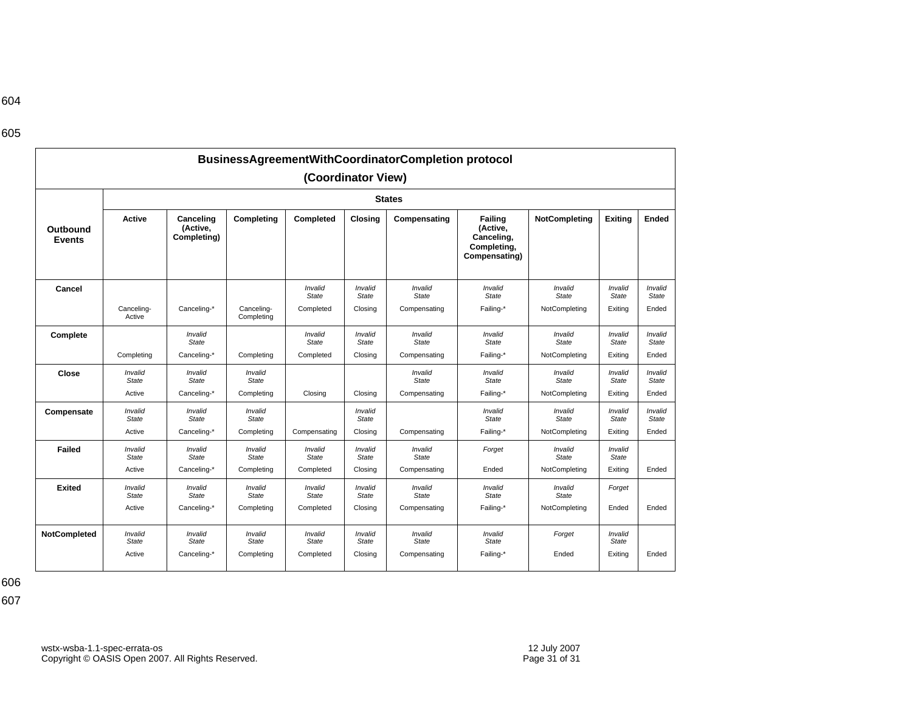| BusinessAgreementWithCoordinatorCompletion protocol (Coordinator View) | | | | | | | | | | |
|---|---|---|---|---|---|---|---|---|---|---|
| | States | | | | | | | | | |
| **Outbound Events** | **Active** | **Canceling (Active, Completing)** | **Completing** | **Completed** | **Closing** | **Compensating** | **Failing (Active, Canceling, Completing, Compensating)** | **NotCompleting** | **Exiting** | **Ended** |
| **Cancel** | Canceling-Active | Canceling-* | Canceling-Completing | *Invalid State* Completed | *Invalid State* Closing | *Invalid State* Compensating | *Invalid State* Failing-* | *Invalid State* NotCompleting | *Invalid State* Exiting | *Invalid State* Ended |
| **Complete** | Completing | *Invalid State* Canceling-* | Completing | *Invalid State* Completed | *Invalid State* Closing | *Invalid State* Compensating | *Invalid State* Failing-* | *Invalid State* NotCompleting | *Invalid State* Exiting | *Invalid State* Ended |
| **Close** | *Invalid State* Active | *Invalid State* Canceling-* | *Invalid State* Completing | Closing | Closing | *Invalid State* Compensating | *Invalid State* Failing-* | *Invalid State* NotCompleting | *Invalid State* Exiting | *Invalid State* Ended |
| **Compensate** | *Invalid State* Active | *Invalid State* Canceling-* | *Invalid State* Completing | Compensating | *Invalid State* Closing | Compensating | *Invalid State* Failing-* | *Invalid State* NotCompleting | *Invalid State* Exiting | *Invalid State* Ended |
| **Failed** | *Invalid State* Active | *Invalid State* Canceling-* | *Invalid State* Completing | *Invalid State* Completed | *Invalid State* Closing | *Invalid State* Compensating | *Forget* Ended | *Invalid State* NotCompleting | *Invalid State* Exiting | Ended |
| **Exited** | *Invalid State* Active | *Invalid State* Canceling-* | *Invalid State* Completing | *Invalid State* Completed | *Invalid State* Closing | *Invalid State* Compensating | *Invalid State* Failing-* | *Invalid State* NotCompleting | *Forget* Ended | Ended |
| **NotCompleted** | *Invalid State* Active | *Invalid State* Canceling-* | *Invalid State* Completing | *Invalid State* Completed | *Invalid State* Closing | *Invalid State* Compensating | *Invalid State* Failing-* | *Forget* Ended | *Invalid State* Exiting | Ended |